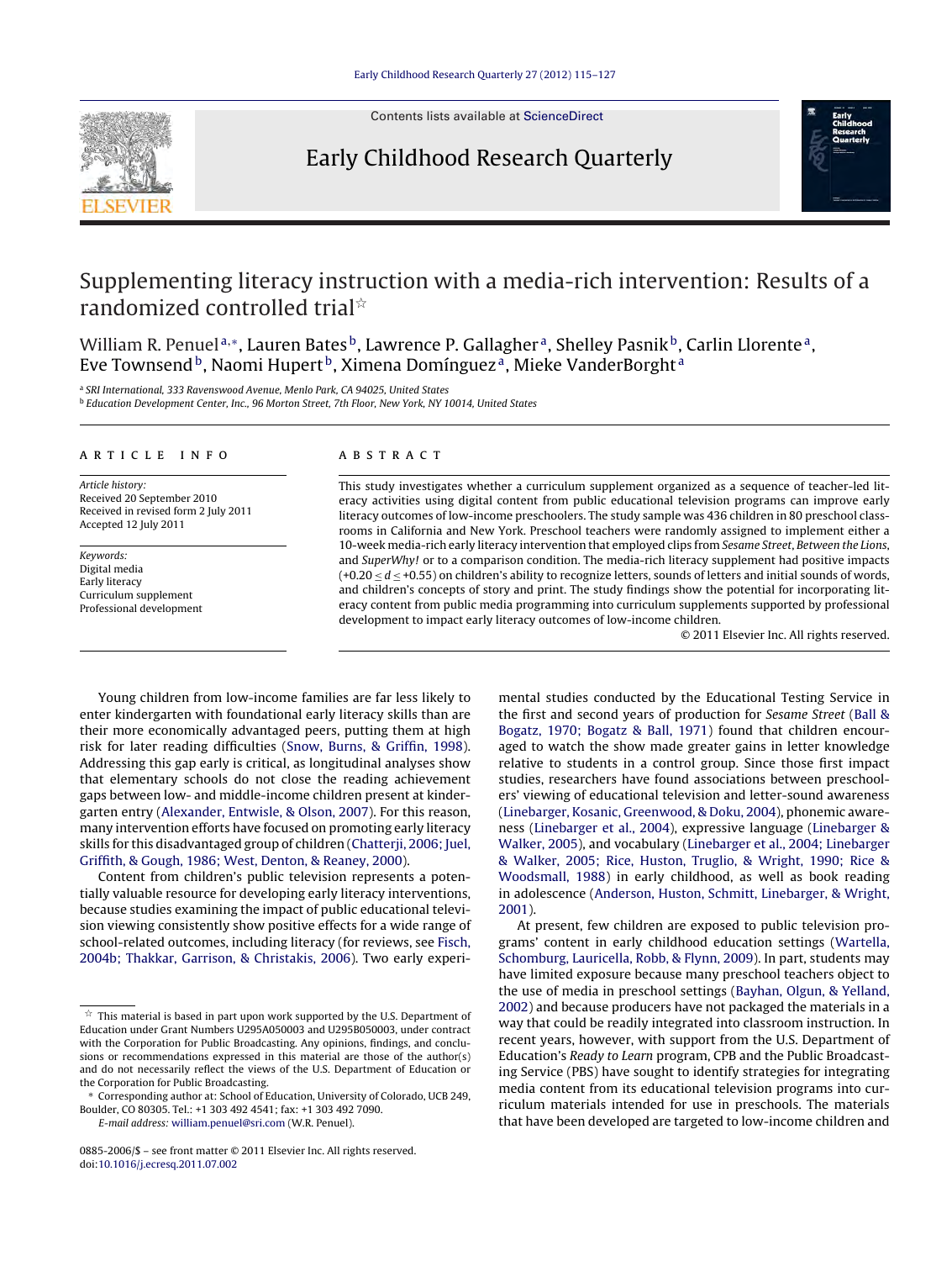# Supplementing literacy instruction with a media-rich intervention: Results of a randomized controlled trial☆

William R. Penuel[a,*], Lauren Bates[b], Lawrence P. Gallagher[a], Shelley Pasnik[b], Carlin Llorente[a], Eve Townsend[b], Naomi Hupert[b], Ximena Domínguez[a], Mieke VanderBorght[a]

[a] SRI International, 333 Ravenswood Avenue, Menlo Park, CA 94025, United States
[b] Education Development Center, Inc., 96 Morton Street, 7th Floor, New York, NY 10014, United States

**ARTICLE INFO**

*Article history:*
Received 20 September 2010
Received in revised form 2 July 2011
Accepted 12 July 2011

*Keywords:*
Digital media
Early literacy
Curriculum supplement
Professional development

**ABSTRACT**

This study investigates whether a curriculum supplement organized as a sequence of teacher-led literacy activities using digital content from public educational television programs can improve early literacy outcomes of low-income preschoolers. The study sample was 436 children in 80 preschool classrooms in California and New York. Preschool teachers were randomly assigned to implement either a 10-week media-rich early literacy intervention that employed clips from *Sesame Street*, *Between the Lions*, and *SuperWhy!* or to a comparison condition. The media-rich literacy supplement had positive impacts ($+0.20 \leq d \leq +0.55$) on children's ability to recognize letters, sounds of letters and initial sounds of words, and children's concepts of story and print. The study findings show the potential for incorporating literacy content from public media programming into curriculum supplements supported by professional development to impact early literacy outcomes of low-income children.

© 2011 Elsevier Inc. All rights reserved.

Young children from low-income families are far less likely to enter kindergarten with foundational early literacy skills than are their more economically advantaged peers, putting them at high risk for later reading difficulties (Snow, Burns, & Griffin, 1998). Addressing this gap early is critical, as longitudinal analyses show that elementary schools do not close the reading achievement gaps between low- and middle-income children present at kindergarten entry (Alexander, Entwisle, & Olson, 2007). For this reason, many intervention efforts have focused on promoting early literacy skills for this disadvantaged group of children (Chatterji, 2006; Juel, Griffith, & Gough, 1986; West, Denton, & Reaney, 2000).

Content from children's public television represents a potentially valuable resource for developing early literacy interventions, because studies examining the impact of public educational television viewing consistently show positive effects for a wide range of school-related outcomes, including literacy (for reviews, see Fisch, 2004b; Thakkar, Garrison, & Christakis, 2006). Two early experimental studies conducted by the Educational Testing Service in the first and second years of production for *Sesame Street* (Ball & Bogatz, 1970; Bogatz & Ball, 1971) found that children encouraged to watch the show made greater gains in letter knowledge relative to students in a control group. Since those first impact studies, researchers have found associations between preschoolers' viewing of educational television and letter-sound awareness (Linebarger, Kosanic, Greenwood, & Doku, 2004), phonemic awareness (Linebarger et al., 2004), expressive language (Linebarger & Walker, 2005), and vocabulary (Linebarger et al., 2004; Linebarger & Walker, 2005; Rice, Huston, Truglio, & Wright, 1990; Rice & Woodsmall, 1988) in early childhood, as well as book reading in adolescence (Anderson, Huston, Schmitt, Linebarger, & Wright, 2001).

At present, few children are exposed to public television programs' content in early childhood education settings (Wartella, Schomburg, Lauricella, Robb, & Flynn, 2009). In part, students may have limited exposure because many preschool teachers object to the use of media in preschool settings (Bayhan, Olgun, & Yelland, 2002) and because producers have not packaged the materials in a way that could be readily integrated into classroom instruction. In recent years, however, with support from the U.S. Department of Education's *Ready to Learn* program, CPB and the Public Broadcasting Service (PBS) have sought to identify strategies for integrating media content from its educational television programs into curriculum materials intended for use in preschools. The materials that have been developed are targeted to low-income children and

☆ This material is based in part upon work supported by the U.S. Department of Education under Grant Numbers U295A050003 and U295B050003, under contract with the Corporation for Public Broadcasting. Any opinions, findings, and conclusions or recommendations expressed in this material are those of the author(s) and do not necessarily reflect the views of the U.S. Department of Education or the Corporation for Public Broadcasting.

\* Corresponding author at: School of Education, University of Colorado, UCB 249, Boulder, CO 80305. Tel.: +1 303 492 4541; fax: +1 303 492 7090.
*E-mail address:* william.penuel@sri.com (W.R. Penuel).

0885-2006/$ – see front matter © 2011 Elsevier Inc. All rights reserved.
doi:10.1016/j.ecresq.2011.07.002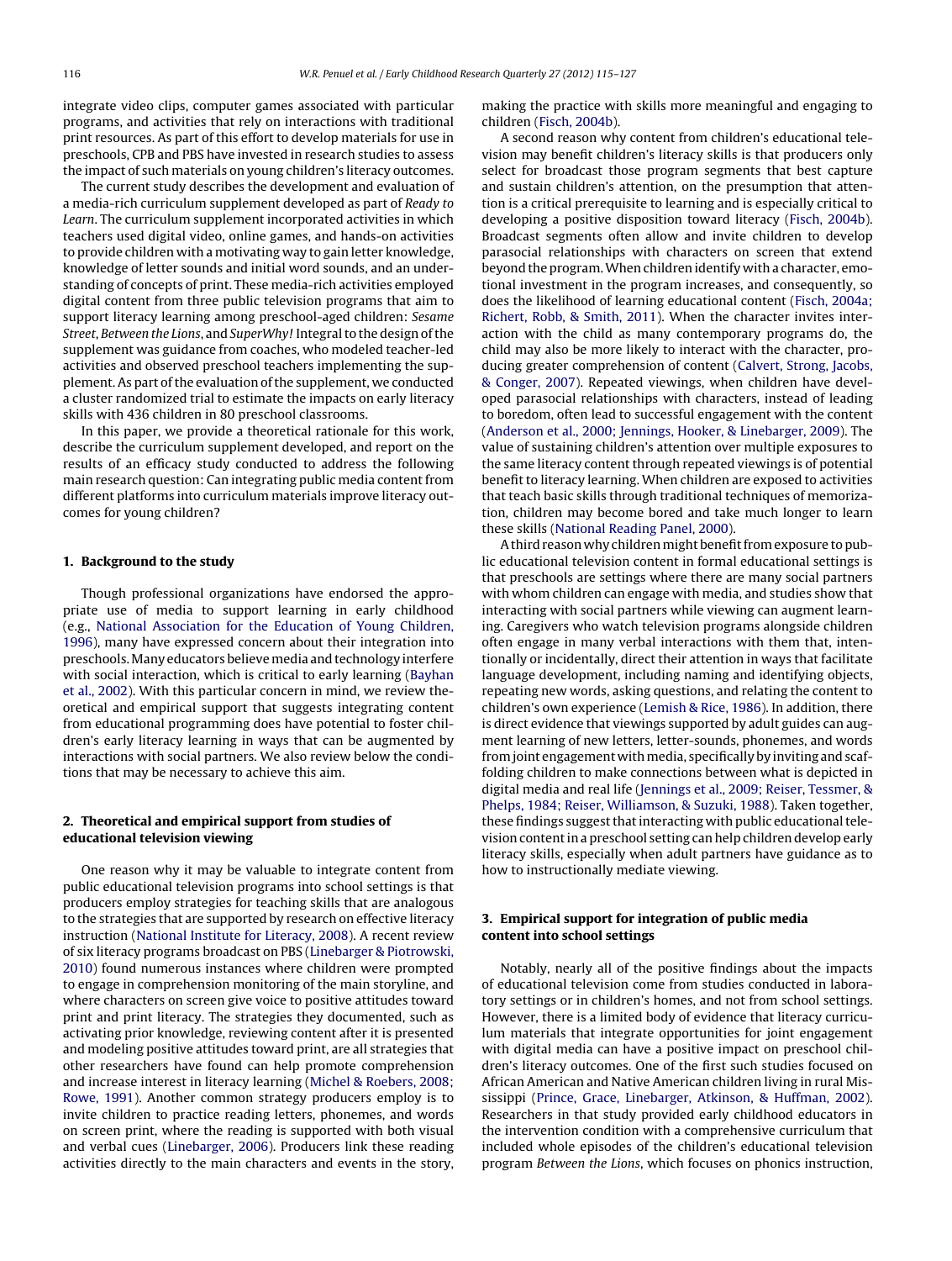integrate video clips, computer games associated with particular programs, and activities that rely on interactions with traditional print resources. As part of this effort to develop materials for use in preschools, CPB and PBS have invested in research studies to assess the impact of such materials on young children's literacy outcomes.

The current study describes the development and evaluation of a media-rich curriculum supplement developed as part of *Ready to Learn*. The curriculum supplement incorporated activities in which teachers used digital video, online games, and hands-on activities to provide children with a motivating way to gain letter knowledge, knowledge of letter sounds and initial word sounds, and an understanding of concepts of print. These media-rich activities employed digital content from three public television programs that aim to support literacy learning among preschool-aged children: *Sesame Street*, *Between the Lions*, and *SuperWhy!* Integral to the design of the supplement was guidance from coaches, who modeled teacher-led activities and observed preschool teachers implementing the supplement. As part of the evaluation of the supplement, we conducted a cluster randomized trial to estimate the impacts on early literacy skills with 436 children in 80 preschool classrooms.

In this paper, we provide a theoretical rationale for this work, describe the curriculum supplement developed, and report on the results of an efficacy study conducted to address the following main research question: Can integrating public media content from different platforms into curriculum materials improve literacy outcomes for young children?

## 1. Background to the study

Though professional organizations have endorsed the appropriate use of media to support learning in early childhood (e.g., National Association for the Education of Young Children, 1996), many have expressed concern about their integration into preschools. Many educators believe media and technology interfere with social interaction, which is critical to early learning (Bayhan et al., 2002). With this particular concern in mind, we review theoretical and empirical support that suggests integrating content from educational programming does have potential to foster children's early literacy learning in ways that can be augmented by interactions with social partners. We also review below the conditions that may be necessary to achieve this aim.

## 2. Theoretical and empirical support from studies of educational television viewing

One reason why it may be valuable to integrate content from public educational television programs into school settings is that producers employ strategies for teaching skills that are analogous to the strategies that are supported by research on effective literacy instruction (National Institute for Literacy, 2008). A recent review of six literacy programs broadcast on PBS (Linebarger & Piotrowski, 2010) found numerous instances where children were prompted to engage in comprehension monitoring of the main storyline, and where characters on screen give voice to positive attitudes toward print and print literacy. The strategies they documented, such as activating prior knowledge, reviewing content after it is presented and modeling positive attitudes toward print, are all strategies that other researchers have found can help promote comprehension and increase interest in literacy learning (Michel & Roebers, 2008; Rowe, 1991). Another common strategy producers employ is to invite children to practice reading letters, phonemes, and words on screen print, where the reading is supported with both visual and verbal cues (Linebarger, 2006). Producers link these reading activities directly to the main characters and events in the story, making the practice with skills more meaningful and engaging to children (Fisch, 2004b).

A second reason why content from children's educational television may benefit children's literacy skills is that producers only select for broadcast those program segments that best capture and sustain children's attention, on the presumption that attention is a critical prerequisite to learning and is especially critical to developing a positive disposition toward literacy (Fisch, 2004b). Broadcast segments often allow and invite children to develop parasocial relationships with characters on screen that extend beyond the program. When children identify with a character, emotional investment in the program increases, and consequently, so does the likelihood of learning educational content (Fisch, 2004a; Richert, Robb, & Smith, 2011). When the character invites interaction with the child as many contemporary programs do, the child may also be more likely to interact with the character, producing greater comprehension of content (Calvert, Strong, Jacobs, & Conger, 2007). Repeated viewings, when children have developed parasocial relationships with characters, instead of leading to boredom, often lead to successful engagement with the content (Anderson et al., 2000; Jennings, Hooker, & Linebarger, 2009). The value of sustaining children's attention over multiple exposures to the same literacy content through repeated viewings is of potential benefit to literacy learning. When children are exposed to activities that teach basic skills through traditional techniques of memorization, children may become bored and take much longer to learn these skills (National Reading Panel, 2000).

A third reason why children might benefit from exposure to public educational television content in formal educational settings is that preschools are settings where there are many social partners with whom children can engage with media, and studies show that interacting with social partners while viewing can augment learning. Caregivers who watch television programs alongside children often engage in many verbal interactions with them that, intentionally or incidentally, direct their attention in ways that facilitate language development, including naming and identifying objects, repeating new words, asking questions, and relating the content to children's own experience (Lemish & Rice, 1986). In addition, there is direct evidence that viewings supported by adult guides can augment learning of new letters, letter-sounds, phonemes, and words from joint engagement with media, specifically by inviting and scaffolding children to make connections between what is depicted in digital media and real life (Jennings et al., 2009; Reiser, Tessmer, & Phelps, 1984; Reiser, Williamson, & Suzuki, 1988). Taken together, these findings suggest that interacting with public educational television content in a preschool setting can help children develop early literacy skills, especially when adult partners have guidance as to how to instructionally mediate viewing.

## 3. Empirical support for integration of public media content into school settings

Notably, nearly all of the positive findings about the impacts of educational television come from studies conducted in laboratory settings or in children's homes, and not from school settings. However, there is a limited body of evidence that literacy curriculum materials that integrate opportunities for joint engagement with digital media can have a positive impact on preschool children's literacy outcomes. One of the first such studies focused on African American and Native American children living in rural Mississippi (Prince, Grace, Linebarger, Atkinson, & Huffman, 2002). Researchers in that study provided early childhood educators in the intervention condition with a comprehensive curriculum that included whole episodes of the children's educational television program *Between the Lions*, which focuses on phonics instruction,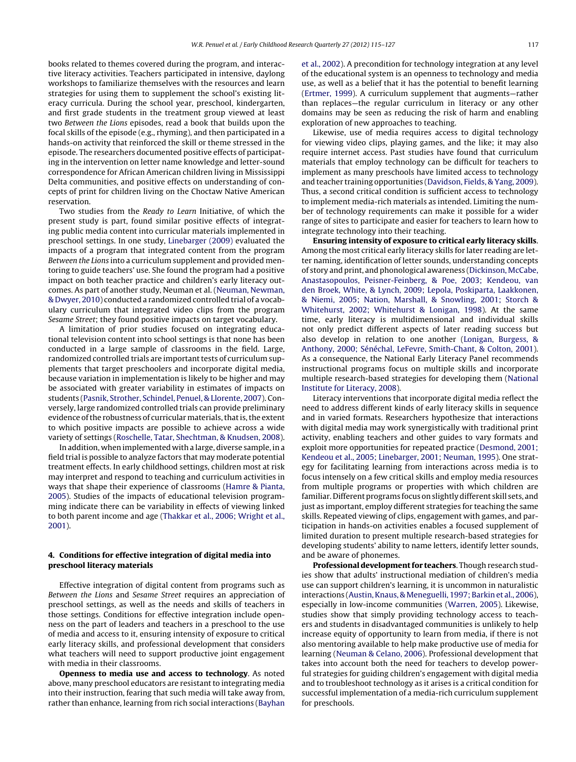books related to themes covered during the program, and interactive literacy activities. Teachers participated in intensive, daylong workshops to familiarize themselves with the resources and learn strategies for using them to supplement the school's existing literacy curricula. During the school year, preschool, kindergarten, and first grade students in the treatment group viewed at least two *Between the Lions* episodes, read a book that builds upon the focal skills of the episode (e.g., rhyming), and then participated in a hands-on activity that reinforced the skill or theme stressed in the episode. The researchers documented positive effects of participating in the intervention on letter name knowledge and letter-sound correspondence for African American children living in Mississippi Delta communities, and positive effects on understanding of concepts of print for children living on the Choctaw Native American reservation.

Two studies from the *Ready to Learn* Initiative, of which the present study is part, found similar positive effects of integrating public media content into curricular materials implemented in preschool settings. In one study, Linebarger (2009) evaluated the impacts of a program that integrated content from the program *Between the Lions* into a curriculum supplement and provided mentoring to guide teachers' use. She found the program had a positive impact on both teacher practice and children's early literacy outcomes. As part of another study, Neuman et al. (Neuman, Newman, & Dwyer, 2010) conducted a randomized controlled trial of a vocabulary curriculum that integrated video clips from the program *Sesame Street*; they found positive impacts on target vocabulary.

A limitation of prior studies focused on integrating educational television content into school settings is that none has been conducted in a large sample of classrooms in the field. Large, randomized controlled trials are important tests of curriculum supplements that target preschoolers and incorporate digital media, because variation in implementation is likely to be higher and may be associated with greater variability in estimates of impacts on students (Pasnik, Strother, Schindel, Penuel, & Llorente, 2007). Conversely, large randomized controlled trials can provide preliminary evidence of the robustness of curricular materials, that is, the extent to which positive impacts are possible to achieve across a wide variety of settings (Roschelle, Tatar, Shechtman, & Knudsen, 2008).

In addition, when implemented with a large, diverse sample, in a field trial is possible to analyze factors that may moderate potential treatment effects. In early childhood settings, children most at risk may interpret and respond to teaching and curriculum activities in ways that shape their experience of classrooms (Hamre & Pianta, 2005). Studies of the impacts of educational television programming indicate there can be variability in effects of viewing linked to both parent income and age (Thakkar et al., 2006; Wright et al., 2001).

## 4. Conditions for effective integration of digital media into preschool literacy materials

Effective integration of digital content from programs such as *Between the Lions* and *Sesame Street* requires an appreciation of preschool settings, as well as the needs and skills of teachers in those settings. Conditions for effective integration include openness on the part of leaders and teachers in a preschool to the use of media and access to it, ensuring intensity of exposure to critical early literacy skills, and professional development that considers what teachers will need to support productive joint engagement with media in their classrooms.

**Openness to media use and access to technology**. As noted above, many preschool educators are resistant to integrating media into their instruction, fearing that such media will take away from, rather than enhance, learning from rich social interactions (Bayhan et al., 2002). A precondition for technology integration at any level of the educational system is an openness to technology and media use, as well as a belief that it has the potential to benefit learning (Ertmer, 1999). A curriculum supplement that augments—rather than replaces—the regular curriculum in literacy or any other domains may be seen as reducing the risk of harm and enabling exploration of new approaches to teaching.

Likewise, use of media requires access to digital technology for viewing video clips, playing games, and the like; it may also require internet access. Past studies have found that curriculum materials that employ technology can be difficult for teachers to implement as many preschools have limited access to technology and teacher training opportunities (Davidson, Fields, & Yang, 2009). Thus, a second critical condition is sufficient access to technology to implement media-rich materials as intended. Limiting the number of technology requirements can make it possible for a wider range of sites to participate and easier for teachers to learn how to integrate technology into their teaching.

**Ensuring intensity of exposure to critical early literacy skills**. Among the most critical early literacy skills for later reading are letter naming, identification of letter sounds, understanding concepts of story and print, and phonological awareness (Dickinson, McCabe, Anastasopoulos, Peisner-Feinberg, & Poe, 2003; Kendeou, van den Broek, White, & Lynch, 2009; Lepola, Poskiparta, Laakkonen, & Niemi, 2005; Nation, Marshall, & Snowling, 2001; Storch & Whitehurst, 2002; Whitehurst & Lonigan, 1998). At the same time, early literacy is multidimensional and individual skills not only predict different aspects of later reading success but also develop in relation to one another (Lonigan, Burgess, & Anthony, 2000; Sénéchal, LeFevre, Smith-Chant, & Colton, 2001). As a consequence, the National Early Literacy Panel recommends instructional programs focus on multiple skills and incorporate multiple research-based strategies for developing them (National Institute for Literacy, 2008).

Literacy interventions that incorporate digital media reflect the need to address different kinds of early literacy skills in sequence and in varied formats. Researchers hypothesize that interactions with digital media may work synergistically with traditional print activity, enabling teachers and other guides to vary formats and exploit more opportunities for repeated practice (Desmond, 2001; Kendeou et al., 2005; Linebarger, 2001; Neuman, 1995). One strategy for facilitating learning from interactions across media is to focus intensely on a few critical skills and employ media resources from multiple programs or properties with which children are familiar. Different programs focus on slightly different skill sets, and just as important, employ different strategies for teaching the same skills. Repeated viewing of clips, engagement with games, and participation in hands-on activities enables a focused supplement of limited duration to present multiple research-based strategies for developing students' ability to name letters, identify letter sounds, and be aware of phonemes.

**Professional development for teachers**. Though research studies show that adults' instructional mediation of children's media use can support children's learning, it is uncommon in naturalistic interactions (Austin, Knaus, & Meneguelli, 1997; Barkin et al., 2006), especially in low-income communities (Warren, 2005). Likewise, studies show that simply providing technology access to teachers and students in disadvantaged communities is unlikely to help increase equity of opportunity to learn from media, if there is not also mentoring available to help make productive use of media for learning (Neuman & Celano, 2006). Professional development that takes into account both the need for teachers to develop powerful strategies for guiding children's engagement with digital media and to troubleshoot technology as it arises is a critical condition for successful implementation of a media-rich curriculum supplement for preschools.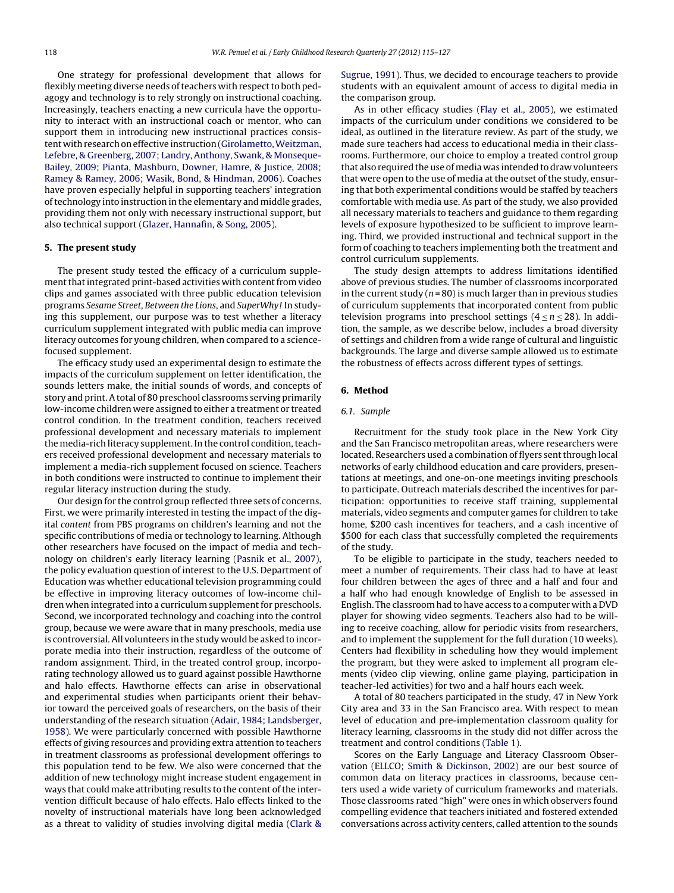One strategy for professional development that allows for flexibly meeting diverse needs of teachers with respect to both pedagogy and technology is to rely strongly on instructional coaching. Increasingly, teachers enacting a new curricula have the opportunity to interact with an instructional coach or mentor, who can support them in introducing new instructional practices consistent with research on effective instruction (Girolametto, Weitzman, Lefebre, & Greenberg, 2007; Landry, Anthony, Swank, & Monseque-Bailey, 2009; Pianta, Mashburn, Downer, Hamre, & Justice, 2008; Ramey & Ramey, 2006; Wasik, Bond, & Hindman, 2006). Coaches have proven especially helpful in supporting teachers' integration of technology into instruction in the elementary and middle grades, providing them not only with necessary instructional support, but also technical support (Glazer, Hannafin, & Song, 2005).

## 5. The present study

The present study tested the efficacy of a curriculum supplement that integrated print-based activities with content from video clips and games associated with three public education television programs *Sesame Street*, *Between the Lions*, and *SuperWhy!* In studying this supplement, our purpose was to test whether a literacy curriculum supplement integrated with public media can improve literacy outcomes for young children, when compared to a science-focused supplement.

The efficacy study used an experimental design to estimate the impacts of the curriculum supplement on letter identification, the sounds letters make, the initial sounds of words, and concepts of story and print. A total of 80 preschool classrooms serving primarily low-income children were assigned to either a treatment or treated control condition. In the treatment condition, teachers received professional development and necessary materials to implement the media-rich literacy supplement. In the control condition, teachers received professional development and necessary materials to implement a media-rich supplement focused on science. Teachers in both conditions were instructed to continue to implement their regular literacy instruction during the study.

Our design for the control group reflected three sets of concerns. First, we were primarily interested in testing the impact of the digital *content* from PBS programs on children's learning and not the specific contributions of media or technology to learning. Although other researchers have focused on the impact of media and technology on children's early literacy learning (Pasnik et al., 2007), the policy evaluation question of interest to the U.S. Department of Education was whether educational television programming could be effective in improving literacy outcomes of low-income children when integrated into a curriculum supplement for preschools. Second, we incorporated technology and coaching into the control group, because we were aware that in many preschools, media use is controversial. All volunteers in the study would be asked to incorporate media into their instruction, regardless of the outcome of random assignment. Third, in the treated control group, incorporating technology allowed us to guard against possible Hawthorne and halo effects. Hawthorne effects can arise in observational and experimental studies when participants orient their behavior toward the perceived goals of researchers, on the basis of their understanding of the research situation (Adair, 1984; Landsberger, 1958). We were particularly concerned with possible Hawthorne effects of giving resources and providing extra attention to teachers in treatment classrooms as professional development offerings to this population tend to be few. We also were concerned that the addition of new technology might increase student engagement in ways that could make attributing results to the content of the intervention difficult because of halo effects. Halo effects linked to the novelty of instructional materials have long been acknowledged as a threat to validity of studies involving digital media (Clark & Sugrue, 1991). Thus, we decided to encourage teachers to provide students with an equivalent amount of access to digital media in the comparison group.

As in other efficacy studies (Flay et al., 2005), we estimated impacts of the curriculum under conditions we considered to be ideal, as outlined in the literature review. As part of the study, we made sure teachers had access to educational media in their classrooms. Furthermore, our choice to employ a treated control group that also required the use of media was intended to draw volunteers that were open to the use of media at the outset of the study, ensuring that both experimental conditions would be staffed by teachers comfortable with media use. As part of the study, we also provided all necessary materials to teachers and guidance to them regarding levels of exposure hypothesized to be sufficient to improve learning. Third, we provided instructional and technical support in the form of coaching to teachers implementing both the treatment and control curriculum supplements.

The study design attempts to address limitations identified above of previous studies. The number of classrooms incorporated in the current study ($n = 80$) is much larger than in previous studies of curriculum supplements that incorporated content from public television programs into preschool settings ($4 \leq n \leq 28$). In addition, the sample, as we describe below, includes a broad diversity of settings and children from a wide range of cultural and linguistic backgrounds. The large and diverse sample allowed us to estimate the robustness of effects across different types of settings.

## 6. Method

### 6.1. Sample

Recruitment for the study took place in the New York City and the San Francisco metropolitan areas, where researchers were located. Researchers used a combination of flyers sent through local networks of early childhood education and care providers, presentations at meetings, and one-on-one meetings inviting preschools to participate. Outreach materials described the incentives for participation: opportunities to receive staff training, supplemental materials, video segments and computer games for children to take home, $200 cash incentives for teachers, and a cash incentive of $500 for each class that successfully completed the requirements of the study.

To be eligible to participate in the study, teachers needed to meet a number of requirements. Their class had to have at least four children between the ages of three and a half and four and a half who had enough knowledge of English to be assessed in English. The classroom had to have access to a computer with a DVD player for showing video segments. Teachers also had to be willing to receive coaching, allow for periodic visits from researchers, and to implement the supplement for the full duration (10 weeks). Centers had flexibility in scheduling how they would implement the program, but they were asked to implement all program elements (video clip viewing, online game playing, participation in teacher-led activities) for two and a half hours each week.

A total of 80 teachers participated in the study, 47 in New York City area and 33 in the San Francisco area. With respect to mean level of education and pre-implementation classroom quality for literacy learning, classrooms in the study did not differ across the treatment and control conditions (Table 1).

Scores on the Early Language and Literacy Classroom Observation (ELLCO; Smith & Dickinson, 2002) are our best source of common data on literacy practices in classrooms, because centers used a wide variety of curriculum frameworks and materials. Those classrooms rated "high" were ones in which observers found compelling evidence that teachers initiated and fostered extended conversations across activity centers, called attention to the sounds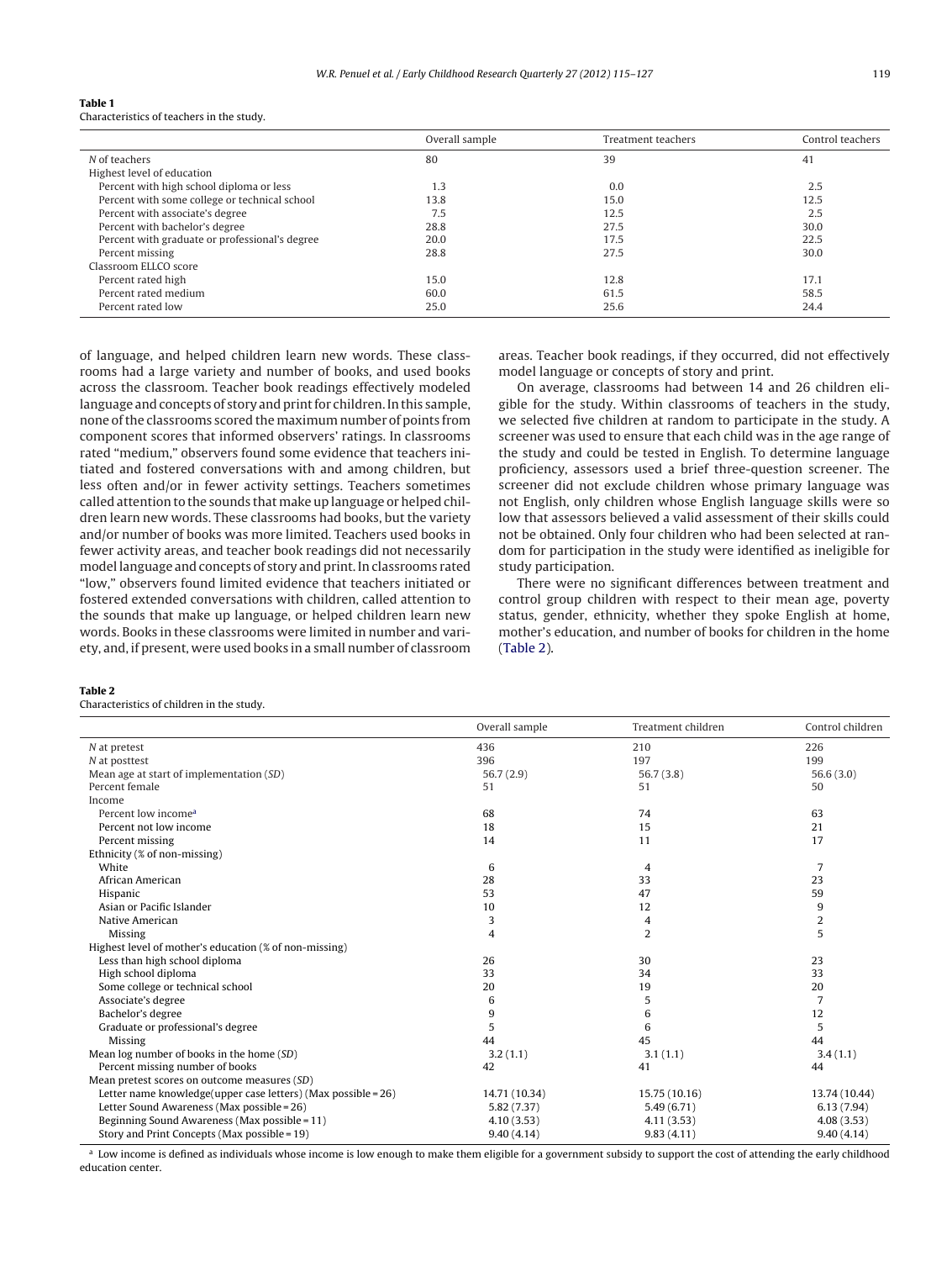**Table 1**
Characteristics of teachers in the study.

| | Overall sample | Treatment teachers | Control teachers |
|---|---|---|---|
| *N* of teachers | 80 | 39 | 41 |
| Highest level of education | | | |
| Percent with high school diploma or less | 1.3 | 0.0 | 2.5 |
| Percent with some college or technical school | 13.8 | 15.0 | 12.5 |
| Percent with associate's degree | 7.5 | 12.5 | 2.5 |
| Percent with bachelor's degree | 28.8 | 27.5 | 30.0 |
| Percent with graduate or professional's degree | 20.0 | 17.5 | 22.5 |
| Percent missing | 28.8 | 27.5 | 30.0 |
| Classroom ELLCO score | | | |
| Percent rated high | 15.0 | 12.8 | 17.1 |
| Percent rated medium | 60.0 | 61.5 | 58.5 |
| Percent rated low | 25.0 | 25.6 | 24.4 |

of language, and helped children learn new words. These classrooms had a large variety and number of books, and used books across the classroom. Teacher book readings effectively modeled language and concepts of story and print for children. In this sample, none of the classrooms scored the maximum number of points from component scores that informed observers' ratings. In classrooms rated "medium," observers found some evidence that teachers initiated and fostered conversations with and among children, but less often and/or in fewer activity settings. Teachers sometimes called attention to the sounds that make up language or helped children learn new words. These classrooms had books, but the variety and/or number of books was more limited. Teachers used books in fewer activity areas, and teacher book readings did not necessarily model language and concepts of story and print. In classrooms rated "low," observers found limited evidence that teachers initiated or fostered extended conversations with children, called attention to the sounds that make up language, or helped children learn new words. Books in these classrooms were limited in number and variety, and, if present, were used books in a small number of classroom areas. Teacher book readings, if they occurred, did not effectively model language or concepts of story and print.

On average, classrooms had between 14 and 26 children eligible for the study. Within classrooms of teachers in the study, we selected five children at random to participate in the study. A screener was used to ensure that each child was in the age range of the study and could be tested in English. To determine language proficiency, assessors used a brief three-question screener. The screener did not exclude children whose primary language was not English, only children whose English language skills were so low that assessors believed a valid assessment of their skills could not be obtained. Only four children who had been selected at random for participation in the study were identified as ineligible for study participation.

There were no significant differences between treatment and control group children with respect to their mean age, poverty status, gender, ethnicity, whether they spoke English at home, mother's education, and number of books for children in the home (Table 2).

**Table 2**
Characteristics of children in the study.

| | Overall sample | Treatment children | Control children |
|---|---|---|---|
| *N* at pretest | 436 | 210 | 226 |
| *N* at posttest | 396 | 197 | 199 |
| Mean age at start of implementation (*SD*) | 56.7 (2.9) | 56.7 (3.8) | 56.6 (3.0) |
| Percent female | 51 | 51 | 50 |
| Income | | | |
| Percent low income[a] | 68 | 74 | 63 |
| Percent not low income | 18 | 15 | 21 |
| Percent missing | 14 | 11 | 17 |
| Ethnicity (% of non-missing) | | | |
| White | 6 | 4 | 7 |
| African American | 28 | 33 | 23 |
| Hispanic | 53 | 47 | 59 |
| Asian or Pacific Islander | 10 | 12 | 9 |
| Native American | 3 | 4 | 2 |
| Missing | 4 | 2 | 5 |
| Highest level of mother's education (% of non-missing) | | | |
| Less than high school diploma | 26 | 30 | 23 |
| High school diploma | 33 | 34 | 33 |
| Some college or technical school | 20 | 19 | 20 |
| Associate's degree | 6 | 5 | 7 |
| Bachelor's degree | 9 | 6 | 12 |
| Graduate or professional's degree | 5 | 6 | 5 |
| Missing | 44 | 45 | 44 |
| Mean log number of books in the home (*SD*) | 3.2 (1.1) | 3.1 (1.1) | 3.4 (1.1) |
| Percent missing number of books | 42 | 41 | 44 |
| Mean pretest scores on outcome measures (*SD*) | | | |
| Letter name knowledge(upper case letters) (Max possible = 26) | 14.71 (10.34) | 15.75 (10.16) | 13.74 (10.44) |
| Letter Sound Awareness (Max possible = 26) | 5.82 (7.37) | 5.49 (6.71) | 6.13 (7.94) |
| Beginning Sound Awareness (Max possible = 11) | 4.10 (3.53) | 4.11 (3.53) | 4.08 (3.53) |
| Story and Print Concepts (Max possible = 19) | 9.40 (4.14) | 9.83 (4.11) | 9.40 (4.14) |

[a] Low income is defined as individuals whose income is low enough to make them eligible for a government subsidy to support the cost of attending the early childhood education center.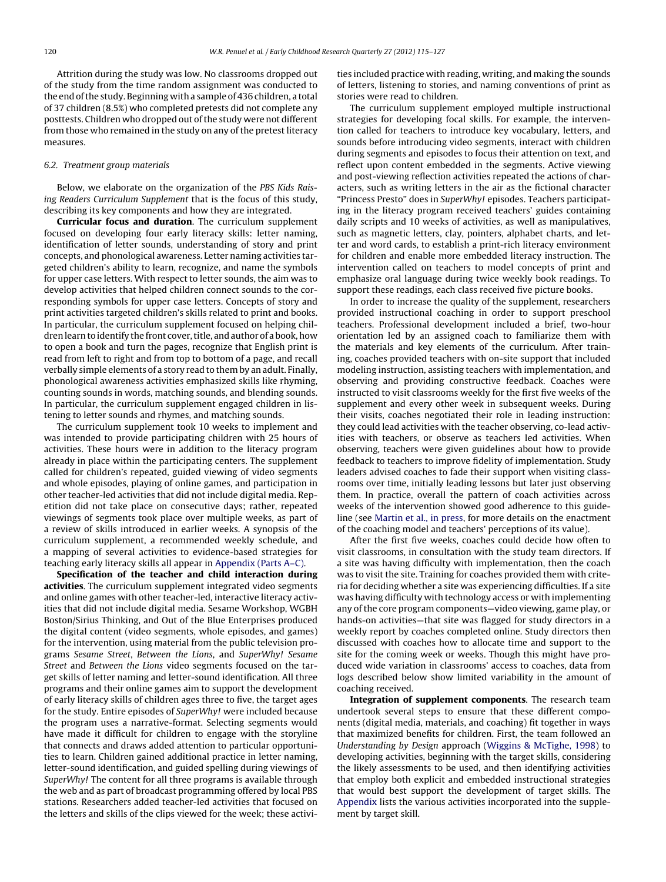Attrition during the study was low. No classrooms dropped out of the study from the time random assignment was conducted to the end of the study. Beginning with a sample of 436 children, a total of 37 children (8.5%) who completed pretests did not complete any posttests. Children who dropped out of the study were not different from those who remained in the study on any of the pretest literacy measures.

### 6.2. Treatment group materials

Below, we elaborate on the organization of the *PBS Kids Raising Readers Curriculum Supplement* that is the focus of this study, describing its key components and how they are integrated.

**Curricular focus and duration**. The curriculum supplement focused on developing four early literacy skills: letter naming, identification of letter sounds, understanding of story and print concepts, and phonological awareness. Letter naming activities targeted children's ability to learn, recognize, and name the symbols for upper case letters. With respect to letter sounds, the aim was to develop activities that helped children connect sounds to the corresponding symbols for upper case letters. Concepts of story and print activities targeted children's skills related to print and books. In particular, the curriculum supplement focused on helping children learn to identify the front cover, title, and author of a book, how to open a book and turn the pages, recognize that English print is read from left to right and from top to bottom of a page, and recall verbally simple elements of a story read to them by an adult. Finally, phonological awareness activities emphasized skills like rhyming, counting sounds in words, matching sounds, and blending sounds. In particular, the curriculum supplement engaged children in listening to letter sounds and rhymes, and matching sounds.

The curriculum supplement took 10 weeks to implement and was intended to provide participating children with 25 hours of activities. These hours were in addition to the literacy program already in place within the participating centers. The supplement called for children's repeated, guided viewing of video segments and whole episodes, playing of online games, and participation in other teacher-led activities that did not include digital media. Repetition did not take place on consecutive days; rather, repeated viewings of segments took place over multiple weeks, as part of a review of skills introduced in earlier weeks. A synopsis of the curriculum supplement, a recommended weekly schedule, and a mapping of several activities to evidence-based strategies for teaching early literacy skills all appear in Appendix (Parts A–C).

**Specification of the teacher and child interaction during activities**. The curriculum supplement integrated video segments and online games with other teacher-led, interactive literacy activities that did not include digital media. Sesame Workshop, WGBH Boston/Sirius Thinking, and Out of the Blue Enterprises produced the digital content (video segments, whole episodes, and games) for the intervention, using material from the public television programs *Sesame Street*, *Between the Lions*, and *SuperWhy! Sesame Street* and *Between the Lions* video segments focused on the target skills of letter naming and letter-sound identification. All three programs and their online games aim to support the development of early literacy skills of children ages three to five, the target ages for the study. Entire episodes of *SuperWhy!* were included because the program uses a narrative-format. Selecting segments would have made it difficult for children to engage with the storyline that connects and draws added attention to particular opportunities to learn. Children gained additional practice in letter naming, letter-sound identification, and guided spelling during viewings of *SuperWhy!* The content for all three programs is available through the web and as part of broadcast programming offered by local PBS stations. Researchers added teacher-led activities that focused on the letters and skills of the clips viewed for the week; these activities included practice with reading, writing, and making the sounds of letters, listening to stories, and naming conventions of print as stories were read to children.

The curriculum supplement employed multiple instructional strategies for developing focal skills. For example, the intervention called for teachers to introduce key vocabulary, letters, and sounds before introducing video segments, interact with children during segments and episodes to focus their attention on text, and reflect upon content embedded in the segments. Active viewing and post-viewing reflection activities repeated the actions of characters, such as writing letters in the air as the fictional character "Princess Presto" does in *SuperWhy!* episodes. Teachers participating in the literacy program received teachers' guides containing daily scripts and 10 weeks of activities, as well as manipulatives, such as magnetic letters, clay, pointers, alphabet charts, and letter and word cards, to establish a print-rich literacy environment for children and enable more embedded literacy instruction. The intervention called on teachers to model concepts of print and emphasize oral language during twice weekly book readings. To support these readings, each class received five picture books.

In order to increase the quality of the supplement, researchers provided instructional coaching in order to support preschool teachers. Professional development included a brief, two-hour orientation led by an assigned coach to familiarize them with the materials and key elements of the curriculum. After training, coaches provided teachers with on-site support that included modeling instruction, assisting teachers with implementation, and observing and providing constructive feedback. Coaches were instructed to visit classrooms weekly for the first five weeks of the supplement and every other week in subsequent weeks. During their visits, coaches negotiated their role in leading instruction: they could lead activities with the teacher observing, co-lead activities with teachers, or observe as teachers led activities. When observing, teachers were given guidelines about how to provide feedback to teachers to improve fidelity of implementation. Study leaders advised coaches to fade their support when visiting classrooms over time, initially leading lessons but later just observing them. In practice, overall the pattern of coach activities across weeks of the intervention showed good adherence to this guideline (see Martin et al., in press, for more details on the enactment of the coaching model and teachers' perceptions of its value).

After the first five weeks, coaches could decide how often to visit classrooms, in consultation with the study team directors. If a site was having difficulty with implementation, then the coach was to visit the site. Training for coaches provided them with criteria for deciding whether a site was experiencing difficulties. If a site was having difficulty with technology access or with implementing any of the core program components—video viewing, game play, or hands-on activities—that site was flagged for study directors in a weekly report by coaches completed online. Study directors then discussed with coaches how to allocate time and support to the site for the coming week or weeks. Though this might have produced wide variation in classrooms' access to coaches, data from logs described below show limited variability in the amount of coaching received.

**Integration of supplement components**. The research team undertook several steps to ensure that these different components (digital media, materials, and coaching) fit together in ways that maximized benefits for children. First, the team followed an *Understanding by Design* approach (Wiggins & McTighe, 1998) to developing activities, beginning with the target skills, considering the likely assessments to be used, and then identifying activities that employ both explicit and embedded instructional strategies that would best support the development of target skills. The Appendix lists the various activities incorporated into the supplement by target skill.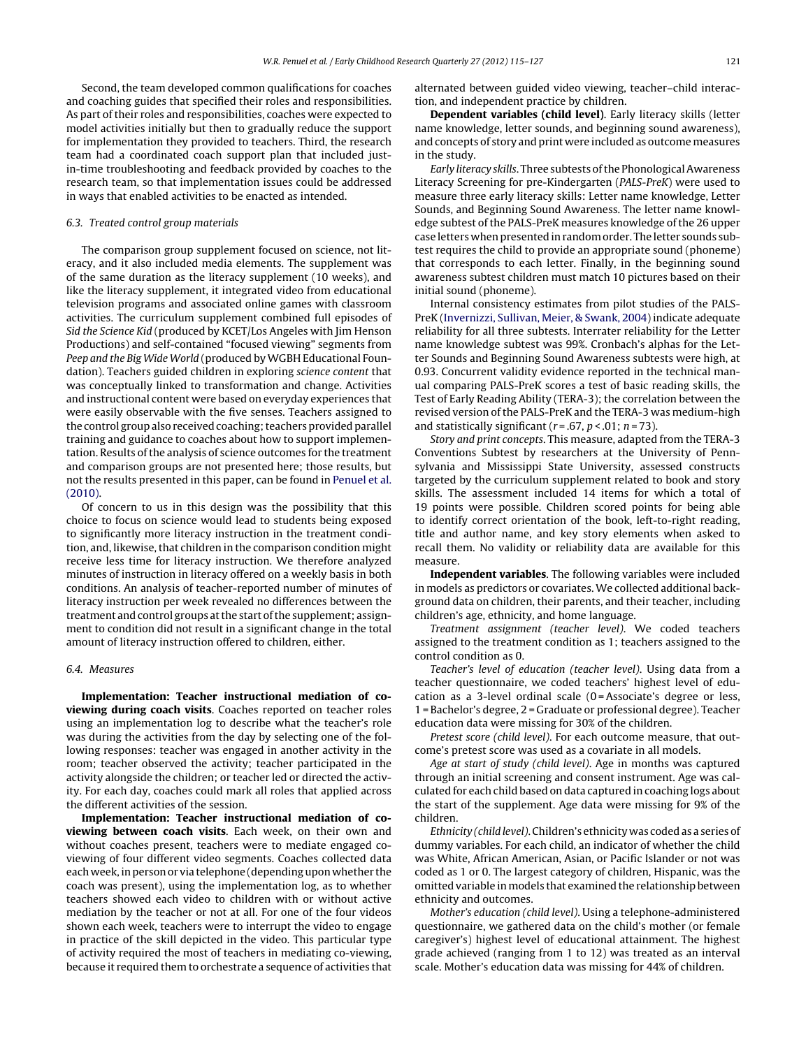Second, the team developed common qualifications for coaches and coaching guides that specified their roles and responsibilities. As part of their roles and responsibilities, coaches were expected to model activities initially but then to gradually reduce the support for implementation they provided to teachers. Third, the research team had a coordinated coach support plan that included just-in-time troubleshooting and feedback provided by coaches to the research team, so that implementation issues could be addressed in ways that enabled activities to be enacted as intended.

### 6.3. Treated control group materials

The comparison group supplement focused on science, not literacy, and it also included media elements. The supplement was of the same duration as the literacy supplement (10 weeks), and like the literacy supplement, it integrated video from educational television programs and associated online games with classroom activities. The curriculum supplement combined full episodes of *Sid the Science Kid* (produced by KCET/Los Angeles with Jim Henson Productions) and self-contained "focused viewing" segments from *Peep and the Big Wide World* (produced by WGBH Educational Foundation). Teachers guided children in exploring *science content* that was conceptually linked to transformation and change. Activities and instructional content were based on everyday experiences that were easily observable with the five senses. Teachers assigned to the control group also received coaching; teachers provided parallel training and guidance to coaches about how to support implementation. Results of the analysis of science outcomes for the treatment and comparison groups are not presented here; those results, but not the results presented in this paper, can be found in Penuel et al. (2010).

Of concern to us in this design was the possibility that this choice to focus on science would lead to students being exposed to significantly more literacy instruction in the treatment condition, and, likewise, that children in the comparison condition might receive less time for literacy instruction. We therefore analyzed minutes of instruction in literacy offered on a weekly basis in both conditions. An analysis of teacher-reported number of minutes of literacy instruction per week revealed no differences between the treatment and control groups at the start of the supplement; assignment to condition did not result in a significant change in the total amount of literacy instruction offered to children, either.

### 6.4. Measures

**Implementation: Teacher instructional mediation of co-viewing during coach visits**. Coaches reported on teacher roles using an implementation log to describe what the teacher's role was during the activities from the day by selecting one of the following responses: teacher was engaged in another activity in the room; teacher observed the activity; teacher participated in the activity alongside the children; or teacher led or directed the activity. For each day, coaches could mark all roles that applied across the different activities of the session.

**Implementation: Teacher instructional mediation of co-viewing between coach visits**. Each week, on their own and without coaches present, teachers were to mediate engaged co-viewing of four different video segments. Coaches collected data each week, in person or via telephone (depending upon whether the coach was present), using the implementation log, as to whether teachers showed each video to children with or without active mediation by the teacher or not at all. For one of the four videos shown each week, teachers were to interrupt the video to engage in practice of the skill depicted in the video. This particular type of activity required the most of teachers in mediating co-viewing, because it required them to orchestrate a sequence of activities that alternated between guided video viewing, teacher–child interaction, and independent practice by children.

**Dependent variables (child level)**. Early literacy skills (letter name knowledge, letter sounds, and beginning sound awareness), and concepts of story and print were included as outcome measures in the study.

*Early literacy skills*. Three subtests of the Phonological Awareness Literacy Screening for pre-Kindergarten (*PALS-PreK*) were used to measure three early literacy skills: Letter name knowledge, Letter Sounds, and Beginning Sound Awareness. The letter name knowledge subtest of the PALS-PreK measures knowledge of the 26 upper case letters when presented in random order. The letter sounds subtest requires the child to provide an appropriate sound (phoneme) that corresponds to each letter. Finally, in the beginning sound awareness subtest children must match 10 pictures based on their initial sound (phoneme).

Internal consistency estimates from pilot studies of the PALS-PreK (Invernizzi, Sullivan, Meier, & Swank, 2004) indicate adequate reliability for all three subtests. Interrater reliability for the Letter name knowledge subtest was 99%. Cronbach's alphas for the Letter Sounds and Beginning Sound Awareness subtests were high, at 0.93. Concurrent validity evidence reported in the technical manual comparing PALS-PreK scores a test of basic reading skills, the Test of Early Reading Ability (TERA-3); the correlation between the revised version of the PALS-PreK and the TERA-3 was medium-high and statistically significant ($r = .67$, $p < .01$; $n = 73$).

*Story and print concepts*. This measure, adapted from the TERA-3 Conventions Subtest by researchers at the University of Pennsylvania and Mississippi State University, assessed constructs targeted by the curriculum supplement related to book and story skills. The assessment included 14 items for which a total of 19 points were possible. Children scored points for being able to identify correct orientation of the book, left-to-right reading, title and author name, and key story elements when asked to recall them. No validity or reliability data are available for this measure.

**Independent variables**. The following variables were included in models as predictors or covariates. We collected additional background data on children, their parents, and their teacher, including children's age, ethnicity, and home language.

*Treatment assignment (teacher level)*. We coded teachers assigned to the treatment condition as 1; teachers assigned to the control condition as 0.

*Teacher's level of education (teacher level)*. Using data from a teacher questionnaire, we coded teachers' highest level of education as a 3-level ordinal scale (0 = Associate's degree or less, 1 = Bachelor's degree, 2 = Graduate or professional degree). Teacher education data were missing for 30% of the children.

*Pretest score (child level)*. For each outcome measure, that outcome's pretest score was used as a covariate in all models.

*Age at start of study (child level)*. Age in months was captured through an initial screening and consent instrument. Age was calculated for each child based on data captured in coaching logs about the start of the supplement. Age data were missing for 9% of the children.

*Ethnicity (child level)*. Children's ethnicity was coded as a series of dummy variables. For each child, an indicator of whether the child was White, African American, Asian, or Pacific Islander or not was coded as 1 or 0. The largest category of children, Hispanic, was the omitted variable in models that examined the relationship between ethnicity and outcomes.

*Mother's education (child level)*. Using a telephone-administered questionnaire, we gathered data on the child's mother (or female caregiver's) highest level of educational attainment. The highest grade achieved (ranging from 1 to 12) was treated as an interval scale. Mother's education data was missing for 44% of children.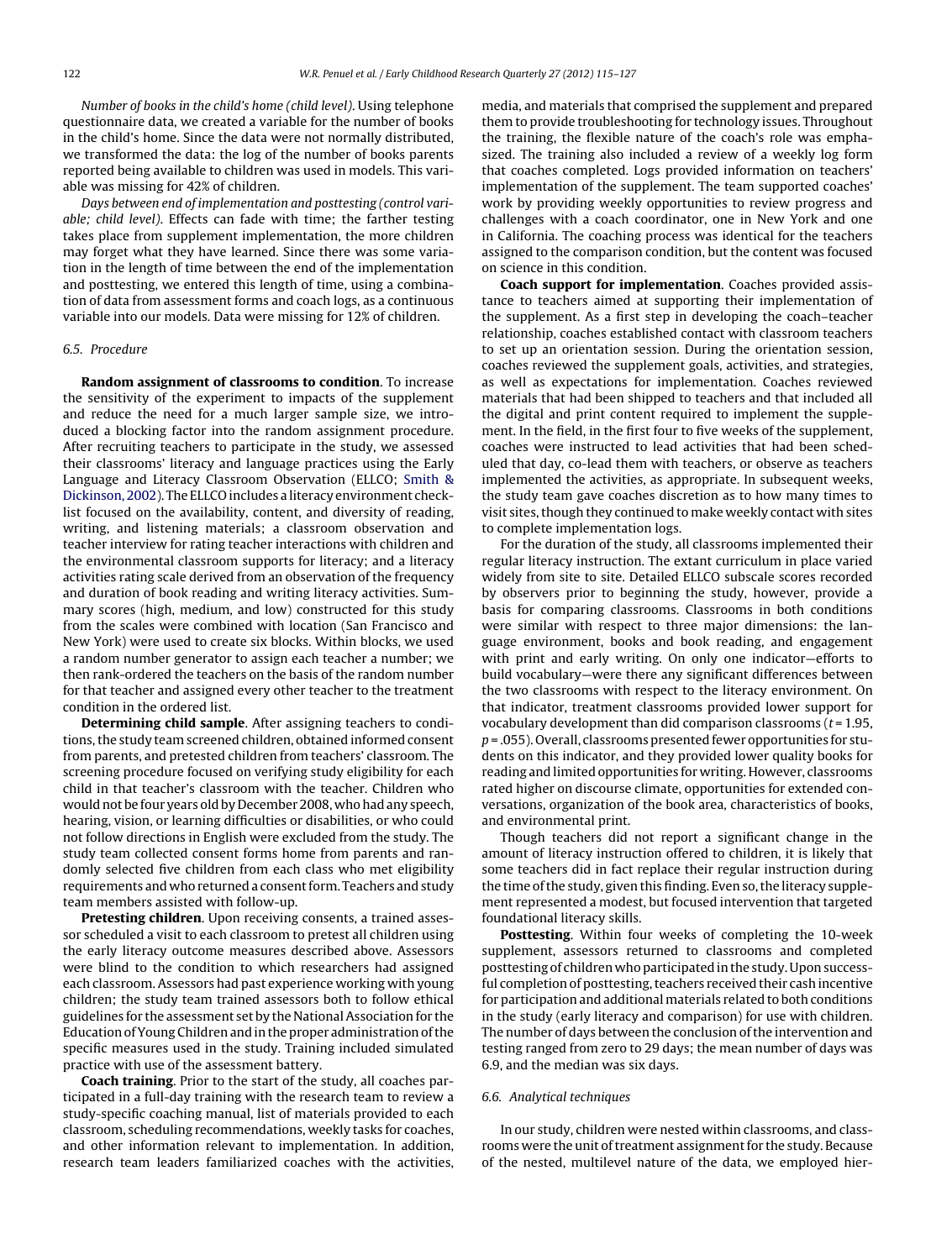*Number of books in the child's home (child level).* Using telephone questionnaire data, we created a variable for the number of books in the child's home. Since the data were not normally distributed, we transformed the data: the log of the number of books parents reported being available to children was used in models. This variable was missing for 42% of children.

*Days between end of implementation and posttesting (control variable; child level).* Effects can fade with time; the farther testing takes place from supplement implementation, the more children may forget what they have learned. Since there was some variation in the length of time between the end of the implementation and posttesting, we entered this length of time, using a combination of data from assessment forms and coach logs, as a continuous variable into our models. Data were missing for 12% of children.

### 6.5. Procedure

**Random assignment of classrooms to condition**. To increase the sensitivity of the experiment to impacts of the supplement and reduce the need for a much larger sample size, we introduced a blocking factor into the random assignment procedure. After recruiting teachers to participate in the study, we assessed their classrooms' literacy and language practices using the Early Language and Literacy Classroom Observation (ELLCO; Smith & Dickinson, 2002). The ELLCO includes a literacy environment checklist focused on the availability, content, and diversity of reading, writing, and listening materials; a classroom observation and teacher interview for rating teacher interactions with children and the environmental classroom supports for literacy; and a literacy activities rating scale derived from an observation of the frequency and duration of book reading and writing literacy activities. Summary scores (high, medium, and low) constructed for this study from the scales were combined with location (San Francisco and New York) were used to create six blocks. Within blocks, we used a random number generator to assign each teacher a number; we then rank-ordered the teachers on the basis of the random number for that teacher and assigned every other teacher to the treatment condition in the ordered list.

**Determining child sample**. After assigning teachers to conditions, the study team screened children, obtained informed consent from parents, and pretested children from teachers' classroom. The screening procedure focused on verifying study eligibility for each child in that teacher's classroom with the teacher. Children who would not be four years old by December 2008, who had any speech, hearing, vision, or learning difficulties or disabilities, or who could not follow directions in English were excluded from the study. The study team collected consent forms home from parents and randomly selected five children from each class who met eligibility requirements and who returned a consent form. Teachers and study team members assisted with follow-up.

**Pretesting children**. Upon receiving consents, a trained assessor scheduled a visit to each classroom to pretest all children using the early literacy outcome measures described above. Assessors were blind to the condition to which researchers had assigned each classroom. Assessors had past experience working with young children; the study team trained assessors both to follow ethical guidelines for the assessment set by the National Association for the Education of Young Children and in the proper administration of the specific measures used in the study. Training included simulated practice with use of the assessment battery.

**Coach training**. Prior to the start of the study, all coaches participated in a full-day training with the research team to review a study-specific coaching manual, list of materials provided to each classroom, scheduling recommendations, weekly tasks for coaches, and other information relevant to implementation. In addition, research team leaders familiarized coaches with the activities, media, and materials that comprised the supplement and prepared them to provide troubleshooting for technology issues. Throughout the training, the flexible nature of the coach's role was emphasized. The training also included a review of a weekly log form that coaches completed. Logs provided information on teachers' implementation of the supplement. The team supported coaches' work by providing weekly opportunities to review progress and challenges with a coach coordinator, one in New York and one in California. The coaching process was identical for the teachers assigned to the comparison condition, but the content was focused on science in this condition.

**Coach support for implementation**. Coaches provided assistance to teachers aimed at supporting their implementation of the supplement. As a first step in developing the coach–teacher relationship, coaches established contact with classroom teachers to set up an orientation session. During the orientation session, coaches reviewed the supplement goals, activities, and strategies, as well as expectations for implementation. Coaches reviewed materials that had been shipped to teachers and that included all the digital and print content required to implement the supplement. In the field, in the first four to five weeks of the supplement, coaches were instructed to lead activities that had been scheduled that day, co-lead them with teachers, or observe as teachers implemented the activities, as appropriate. In subsequent weeks, the study team gave coaches discretion as to how many times to visit sites, though they continued to make weekly contact with sites to complete implementation logs.

For the duration of the study, all classrooms implemented their regular literacy instruction. The extant curriculum in place varied widely from site to site. Detailed ELLCO subscale scores recorded by observers prior to beginning the study, however, provide a basis for comparing classrooms. Classrooms in both conditions were similar with respect to three major dimensions: the language environment, books and book reading, and engagement with print and early writing. On only one indicator—efforts to build vocabulary—were there any significant differences between the two classrooms with respect to the literacy environment. On that indicator, treatment classrooms provided lower support for vocabulary development than did comparison classrooms ($t = 1.95$, $p = .055$). Overall, classrooms presented fewer opportunities for students on this indicator, and they provided lower quality books for reading and limited opportunities for writing. However, classrooms rated higher on discourse climate, opportunities for extended conversations, organization of the book area, characteristics of books, and environmental print.

Though teachers did not report a significant change in the amount of literacy instruction offered to children, it is likely that some teachers did in fact replace their regular instruction during the time of the study, given this finding. Even so, the literacy supplement represented a modest, but focused intervention that targeted foundational literacy skills.

**Posttesting**. Within four weeks of completing the 10-week supplement, assessors returned to classrooms and completed posttesting of children who participated in the study. Upon successful completion of posttesting, teachers received their cash incentive for participation and additional materials related to both conditions in the study (early literacy and comparison) for use with children. The number of days between the conclusion of the intervention and testing ranged from zero to 29 days; the mean number of days was 6.9, and the median was six days.

### 6.6. Analytical techniques

In our study, children were nested within classrooms, and classrooms were the unit of treatment assignment for the study. Because of the nested, multilevel nature of the data, we employed hier-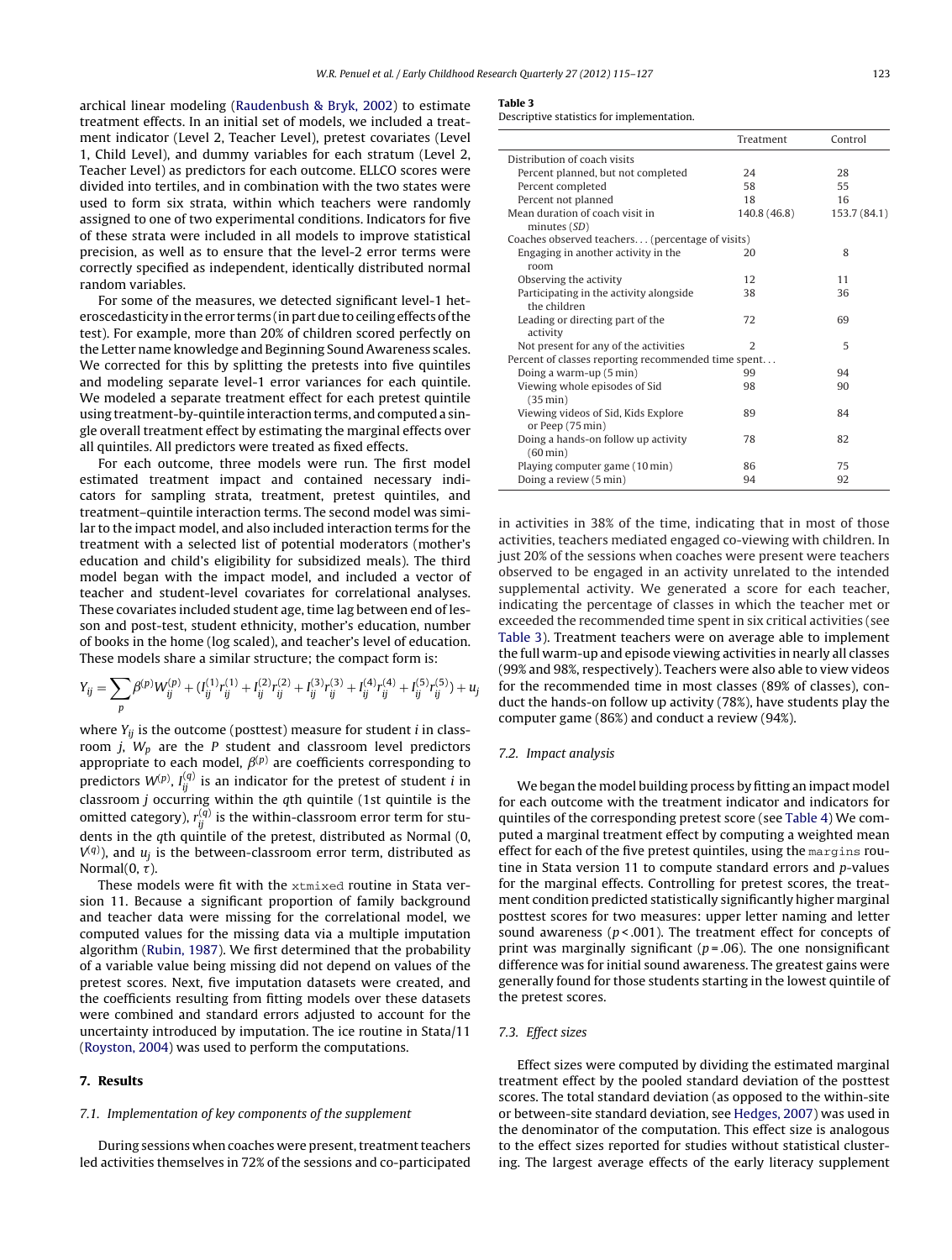archical linear modeling (Raudenbush & Bryk, 2002) to estimate treatment effects. In an initial set of models, we included a treatment indicator (Level 2, Teacher Level), pretest covariates (Level 1, Child Level), and dummy variables for each stratum (Level 2, Teacher Level) as predictors for each outcome. ELLCO scores were divided into tertiles, and in combination with the two states were used to form six strata, within which teachers were randomly assigned to one of two experimental conditions. Indicators for five of these strata were included in all models to improve statistical precision, as well as to ensure that the level-2 error terms were correctly specified as independent, identically distributed normal random variables.

For some of the measures, we detected significant level-1 heteroscedasticity in the error terms (in part due to ceiling effects of the test). For example, more than 20% of children scored perfectly on the Letter name knowledge and Beginning Sound Awareness scales. We corrected for this by splitting the pretests into five quintiles and modeling separate level-1 error variances for each quintile. We modeled a separate treatment effect for each pretest quintile using treatment-by-quintile interaction terms, and computed a single overall treatment effect by estimating the marginal effects over all quintiles. All predictors were treated as fixed effects.

For each outcome, three models were run. The first model estimated treatment impact and contained necessary indicators for sampling strata, treatment, pretest quintiles, and treatment–quintile interaction terms. The second model was similar to the impact model, and also included interaction terms for the treatment with a selected list of potential moderators (mother's education and child's eligibility for subsidized meals). The third model began with the impact model, and included a vector of teacher and student-level covariates for correlational analyses. These covariates included student age, time lag between end of lesson and post-test, student ethnicity, mother's education, number of books in the home (log scaled), and teacher's level of education. These models share a similar structure; the compact form is:

$$Y_{ij} = \sum_{p} \beta^{(p)} W_{ij}^{(p)} + (I_{ij}^{(1)} r_{ij}^{(1)} + I_{ij}^{(2)} r_{ij}^{(2)} + I_{ij}^{(3)} r_{ij}^{(3)} + I_{ij}^{(4)} r_{ij}^{(4)} + I_{ij}^{(5)} r_{ij}^{(5)}) + u_j$$

where $Y_{ij}$ is the outcome (posttest) measure for student $i$ in classroom $j$, $W_p$ are the $P$ student and classroom level predictors appropriate to each model, $\beta^{(p)}$ are coefficients corresponding to predictors $W^{(p)}$, $I_{ij}^{(q)}$ is an indicator for the pretest of student $i$ in classroom $j$ occurring within the $q$th quintile (1st quintile is the omitted category), $r_{ij}^{(q)}$ is the within-classroom error term for students in the $q$th quintile of the pretest, distributed as Normal (0, $V^{(q)}$), and $u_j$ is the between-classroom error term, distributed as Normal(0, $\tau$).

These models were fit with the `xtmixed` routine in Stata version 11. Because a significant proportion of family background and teacher data were missing for the correlational model, we computed values for the missing data via a multiple imputation algorithm (Rubin, 1987). We first determined that the probability of a variable value being missing did not depend on values of the pretest scores. Next, five imputation datasets were created, and the coefficients resulting from fitting models over these datasets were combined and standard errors adjusted to account for the uncertainty introduced by imputation. The ice routine in Stata/11 (Royston, 2004) was used to perform the computations.

## 7. Results

### 7.1. Implementation of key components of the supplement

During sessions when coaches were present, treatment teachers led activities themselves in 72% of the sessions and co-participated in activities in 38% of the time, indicating that in most of those activities, teachers mediated engaged co-viewing with children. In just 20% of the sessions when coaches were present were teachers observed to be engaged in an activity unrelated to the intended supplemental activity. We generated a score for each teacher, indicating the percentage of classes in which the teacher met or exceeded the recommended time spent in six critical activities (see Table 3). Treatment teachers were on average able to implement the full warm-up and episode viewing activities in nearly all classes (99% and 98%, respectively). Teachers were also able to view videos for the recommended time in most classes (89% of classes), conduct the hands-on follow up activity (78%), have students play the computer game (86%) and conduct a review (94%).

**Table 3**
Descriptive statistics for implementation.

| | Treatment | Control |
|---|---|---|
| Distribution of coach visits | | |
| Percent planned, but not completed | 24 | 28 |
| Percent completed | 58 | 55 |
| Percent not planned | 18 | 16 |
| Mean duration of coach visit in minutes (SD) | 140.8 (46.8) | 153.7 (84.1) |
| Coaches observed teachers... (percentage of visits) | | |
| Engaging in another activity in the room | 20 | 8 |
| Observing the activity | 12 | 11 |
| Participating in the activity alongside the children | 38 | 36 |
| Leading or directing part of the activity | 72 | 69 |
| Not present for any of the activities | 2 | 5 |
| Percent of classes reporting recommended time spent... | | |
| Doing a warm-up (5 min) | 99 | 94 |
| Viewing whole episodes of Sid (35 min) | 98 | 90 |
| Viewing videos of Sid, Kids Explore or Peep (75 min) | 89 | 84 |
| Doing a hands-on follow up activity (60 min) | 78 | 82 |
| Playing computer game (10 min) | 86 | 75 |
| Doing a review (5 min) | 94 | 92 |

### 7.2. Impact analysis

We began the model building process by fitting an impact model for each outcome with the treatment indicator and indicators for quintiles of the corresponding pretest score (see Table 4) We computed a marginal treatment effect by computing a weighted mean effect for each of the five pretest quintiles, using the `margins` routine in Stata version 11 to compute standard errors and $p$-values for the marginal effects. Controlling for pretest scores, the treatment condition predicted statistically significantly higher marginal posttest scores for two measures: upper letter naming and letter sound awareness ($p < .001$). The treatment effect for concepts of print was marginally significant ($p = .06$). The one nonsignificant difference was for initial sound awareness. The greatest gains were generally found for those students starting in the lowest quintile of the pretest scores.

### 7.3. Effect sizes

Effect sizes were computed by dividing the estimated marginal treatment effect by the pooled standard deviation of the posttest scores. The total standard deviation (as opposed to the within-site or between-site standard deviation, see Hedges, 2007) was used in the denominator of the computation. This effect size is analogous to the effect sizes reported for studies without statistical clustering. The largest average effects of the early literacy supplement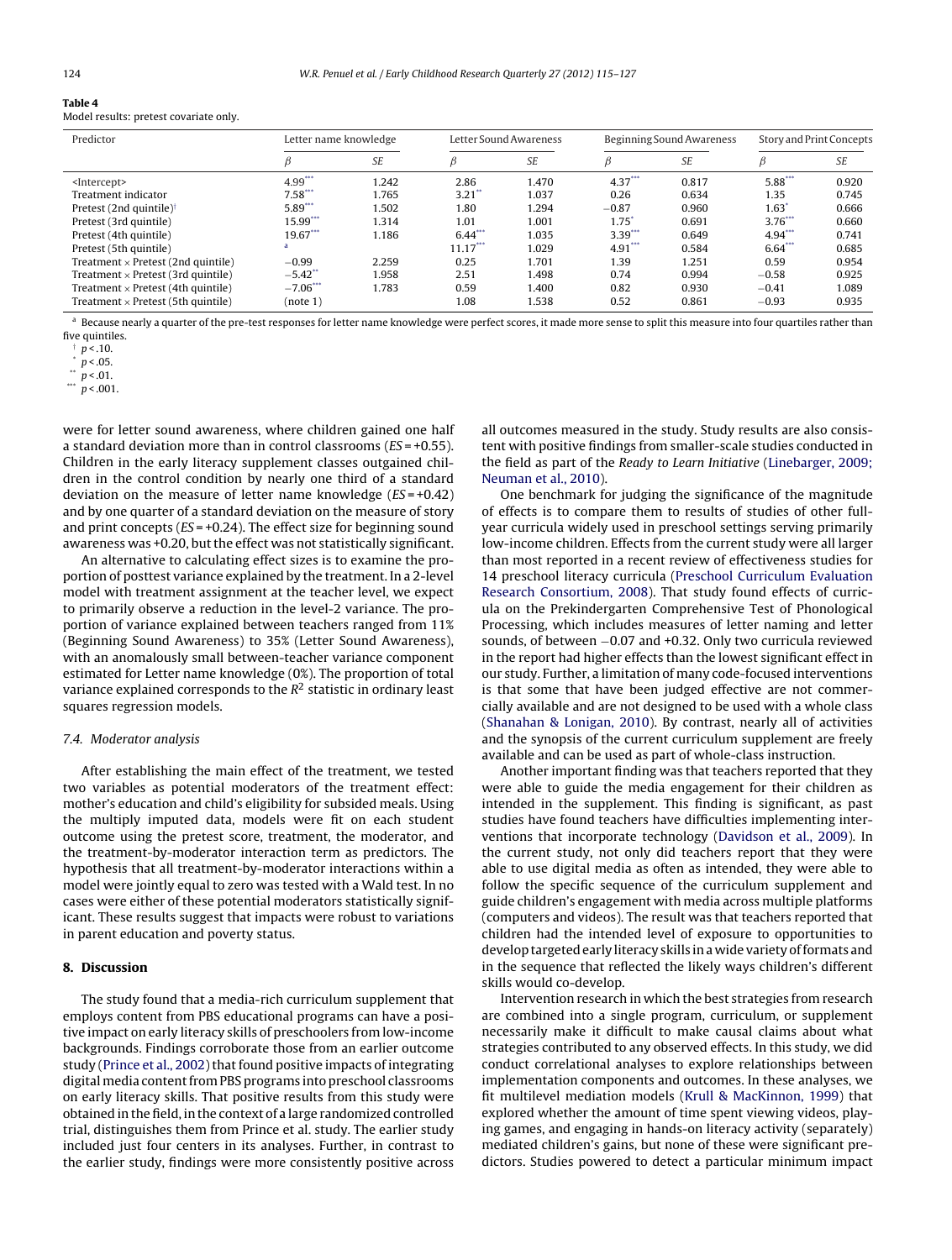**Table 4**
Model results: pretest covariate only.

| Predictor | Letter name knowledge | | Letter Sound Awareness | | Beginning Sound Awareness | | Story and Print Concepts | |
|---|---|---|---|---|---|---|---|---|
| | β | SE | β | SE | β | SE | β | SE |
| <Intercept> | 4.99*** | 1.242 | 2.86 | 1.470 | 4.37*** | 0.817 | 5.88*** | 0.920 |
| Treatment indicator | 7.58*** | 1.765 | 3.21** | 1.037 | 0.26 | 0.634 | 1.35 | 0.745 |
| Pretest (2nd quintile)† | 5.89*** | 1.502 | 1.80 | 1.294 | −0.87 | 0.960 | 1.63* | 0.666 |
| Pretest (3rd quintile) | 15.99*** | 1.314 | 1.01 | 1.001 | 1.75* | 0.691 | 3.76*** | 0.660 |
| Pretest (4th quintile) | 19.67*** | 1.186 | 6.44*** | 1.035 | 3.39*** | 0.649 | 4.94*** | 0.741 |
| Pretest (5th quintile) | [a] | | 11.17*** | 1.029 | 4.91*** | 0.584 | 6.64*** | 0.685 |
| Treatment × Pretest (2nd quintile) | −0.99 | 2.259 | 0.25 | 1.701 | 1.39 | 1.251 | 0.59 | 0.954 |
| Treatment × Pretest (3rd quintile) | −5.42** | 1.958 | 2.51 | 1.498 | 0.74 | 0.994 | −0.58 | 0.925 |
| Treatment × Pretest (4th quintile) | −7.06*** | 1.783 | 0.59 | 1.400 | 0.82 | 0.930 | −0.41 | 1.089 |
| Treatment × Pretest (5th quintile) | (note 1) | | 1.08 | 1.538 | 0.52 | 0.861 | −0.93 | 0.935 |

[a] Because nearly a quarter of the pre-test responses for letter name knowledge were perfect scores, it made more sense to split this measure into four quartiles rather than five quintiles.
† $p < .10$.
* $p < .05$.
** $p < .01$.
*** $p < .001$.

were for letter sound awareness, where children gained one half a standard deviation more than in control classrooms (*ES* = +0.55). Children in the early literacy supplement classes outgained children in the control condition by nearly one third of a standard deviation on the measure of letter name knowledge (*ES* = +0.42) and by one quarter of a standard deviation on the measure of story and print concepts (*ES* = +0.24). The effect size for beginning sound awareness was +0.20, but the effect was not statistically significant.

An alternative to calculating effect sizes is to examine the proportion of posttest variance explained by the treatment. In a 2-level model with treatment assignment at the teacher level, we expect to primarily observe a reduction in the level-2 variance. The proportion of variance explained between teachers ranged from 11% (Beginning Sound Awareness) to 35% (Letter Sound Awareness), with an anomalously small between-teacher variance component estimated for Letter name knowledge (0%). The proportion of total variance explained corresponds to the $R^2$ statistic in ordinary least squares regression models.

### 7.4. Moderator analysis

After establishing the main effect of the treatment, we tested two variables as potential moderators of the treatment effect: mother's education and child's eligibility for subsided meals. Using the multiply imputed data, models were fit on each student outcome using the pretest score, treatment, the moderator, and the treatment-by-moderator interaction term as predictors. The hypothesis that all treatment-by-moderator interactions within a model were jointly equal to zero was tested with a Wald test. In no cases were either of these potential moderators statistically significant. These results suggest that impacts were robust to variations in parent education and poverty status.

## 8. Discussion

The study found that a media-rich curriculum supplement that employs content from PBS educational programs can have a positive impact on early literacy skills of preschoolers from low-income backgrounds. Findings corroborate those from an earlier outcome study (Prince et al., 2002) that found positive impacts of integrating digital media content from PBS programs into preschool classrooms on early literacy skills. That positive results from this study were obtained in the field, in the context of a large randomized controlled trial, distinguishes them from Prince et al. study. The earlier study included just four centers in its analyses. Further, in contrast to the earlier study, findings were more consistently positive across all outcomes measured in the study. Study results are also consistent with positive findings from smaller-scale studies conducted in the field as part of the *Ready to Learn Initiative* (Linebarger, 2009; Neuman et al., 2010).

One benchmark for judging the significance of the magnitude of effects is to compare them to results of studies of other full-year curricula widely used in preschool settings serving primarily low-income children. Effects from the current study were all larger than most reported in a recent review of effectiveness studies for 14 preschool literacy curricula (Preschool Curriculum Evaluation Research Consortium, 2008). That study found effects of curricula on the Prekindergarten Comprehensive Test of Phonological Processing, which includes measures of letter naming and letter sounds, of between −0.07 and +0.32. Only two curricula reviewed in the report had higher effects than the lowest significant effect in our study. Further, a limitation of many code-focused interventions is that some that have been judged effective are not commercially available and are not designed to be used with a whole class (Shanahan & Lonigan, 2010). By contrast, nearly all of activities and the synopsis of the current curriculum supplement are freely available and can be used as part of whole-class instruction.

Another important finding was that teachers reported that they were able to guide the media engagement for their children as intended in the supplement. This finding is significant, as past studies have found teachers have difficulties implementing interventions that incorporate technology (Davidson et al., 2009). In the current study, not only did teachers report that they were able to use digital media as often as intended, they were able to follow the specific sequence of the curriculum supplement and guide children's engagement with media across multiple platforms (computers and videos). The result was that teachers reported that children had the intended level of exposure to opportunities to develop targeted early literacy skills in a wide variety of formats and in the sequence that reflected the likely ways children's different skills would co-develop.

Intervention research in which the best strategies from research are combined into a single program, curriculum, or supplement necessarily make it difficult to make causal claims about what strategies contributed to any observed effects. In this study, we did conduct correlational analyses to explore relationships between implementation components and outcomes. In these analyses, we fit multilevel mediation models (Krull & MacKinnon, 1999) that explored whether the amount of time spent viewing videos, playing games, and engaging in hands-on literacy activity (separately) mediated children's gains, but none of these were significant predictors. Studies powered to detect a particular minimum impact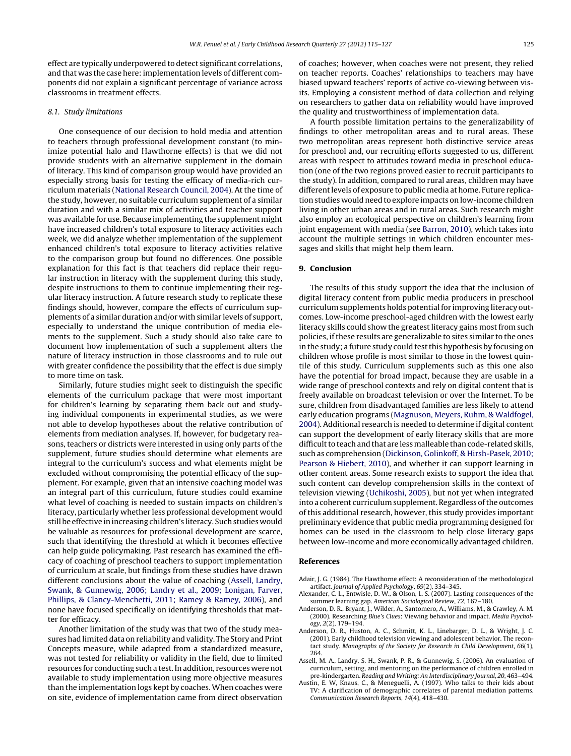effect are typically underpowered to detect significant correlations, and that was the case here: implementation levels of different components did not explain a significant percentage of variance across classrooms in treatment effects.

### 8.1. Study limitations

One consequence of our decision to hold media and attention to teachers through professional development constant (to minimize potential halo and Hawthorne effects) is that we did not provide students with an alternative supplement in the domain of literacy. This kind of comparison group would have provided an especially strong basis for testing the efficacy of media-rich curriculum materials (National Research Council, 2004). At the time of the study, however, no suitable curriculum supplement of a similar duration and with a similar mix of activities and teacher support was available for use. Because implementing the supplement might have increased children's total exposure to literacy activities each week, we did analyze whether implementation of the supplement enhanced children's total exposure to literacy activities relative to the comparison group but found no differences. One possible explanation for this fact is that teachers did replace their regular instruction in literacy with the supplement during this study, despite instructions to them to continue implementing their regular literacy instruction. A future research study to replicate these findings should, however, compare the effects of curriculum supplements of a similar duration and/or with similar levels of support, especially to understand the unique contribution of media elements to the supplement. Such a study should also take care to document how implementation of such a supplement alters the nature of literacy instruction in those classrooms and to rule out with greater confidence the possibility that the effect is due simply to more time on task.

Similarly, future studies might seek to distinguish the specific elements of the curriculum package that were most important for children's learning by separating them back out and studying individual components in experimental studies, as we were not able to develop hypotheses about the relative contribution of elements from mediation analyses. If, however, for budgetary reasons, teachers or districts were interested in using only parts of the supplement, future studies should determine what elements are integral to the curriculum's success and what elements might be excluded without compromising the potential efficacy of the supplement. For example, given that an intensive coaching model was an integral part of this curriculum, future studies could examine what level of coaching is needed to sustain impacts on children's literacy, particularly whether less professional development would still be effective in increasing children's literacy. Such studies would be valuable as resources for professional development are scarce, such that identifying the threshold at which it becomes effective can help guide policymaking. Past research has examined the efficacy of coaching of preschool teachers to support implementation of curriculum at scale, but findings from these studies have drawn different conclusions about the value of coaching (Assell, Landry, Swank, & Gunnewig, 2006; Landry et al., 2009; Lonigan, Farver, Phillips, & Clancy-Menchetti, 2011; Ramey & Ramey, 2006), and none have focused specifically on identifying thresholds that matter for efficacy.

Another limitation of the study was that two of the study measures had limited data on reliability and validity. The Story and Print Concepts measure, while adapted from a standardized measure, was not tested for reliability or validity in the field, due to limited resources for conducting such a test. In addition, resources were not available to study implementation using more objective measures than the implementation logs kept by coaches. When coaches were on site, evidence of implementation came from direct observation of coaches; however, when coaches were not present, they relied on teacher reports. Coaches' relationships to teachers may have biased upward teachers' reports of active co-viewing between visits. Employing a consistent method of data collection and relying on researchers to gather data on reliability would have improved the quality and trustworthiness of implementation data.

A fourth possible limitation pertains to the generalizability of findings to other metropolitan areas and to rural areas. These two metropolitan areas represent both distinctive service areas for preschool and, our recruiting efforts suggested to us, different areas with respect to attitudes toward media in preschool education (one of the two regions proved easier to recruit participants to the study). In addition, compared to rural areas, children may have different levels of exposure to public media at home. Future replication studies would need to explore impacts on low-income children living in other urban areas and in rural areas. Such research might also employ an ecological perspective on children's learning from joint engagement with media (see Barron, 2010), which takes into account the multiple settings in which children encounter messages and skills that might help them learn.

## 9. Conclusion

The results of this study support the idea that the inclusion of digital literacy content from public media producers in preschool curriculum supplements holds potential for improving literacy outcomes. Low-income preschool-aged children with the lowest early literacy skills could show the greatest literacy gains most from such policies, if these results are generalizable to sites similar to the ones in the study; a future study could test this hypothesis by focusing on children whose profile is most similar to those in the lowest quintile of this study. Curriculum supplements such as this one also have the potential for broad impact, because they are usable in a wide range of preschool contexts and rely on digital content that is freely available on broadcast television or over the Internet. To be sure, children from disadvantaged families are less likely to attend early education programs (Magnuson, Meyers, Ruhm, & Waldfogel, 2004). Additional research is needed to determine if digital content can support the development of early literacy skills that are more difficult to teach and that are less malleable than code-related skills, such as comprehension (Dickinson, Golinkoff, & Hirsh-Pasek, 2010; Pearson & Hiebert, 2010), and whether it can support learning in other content areas. Some research exists to support the idea that such content can develop comprehension skills in the context of television viewing (Uchikoshi, 2005), but not yet when integrated into a coherent curriculum supplement. Regardless of the outcomes of this additional research, however, this study provides important preliminary evidence that public media programming designed for homes can be used in the classroom to help close literacy gaps between low-income and more economically advantaged children.

## References

Adair, J. G. (1984). The Hawthorne effect: A reconsideration of the methodological artifact. *Journal of Applied Psychology*, *69*(2), 334–345.

Alexander, C. L., Entwisle, D. W., & Olson, L. S. (2007). Lasting consequences of the summer learning gap. *American Sociological Review*, *72*, 167–180.

Anderson, D. R., Bryant, J., Wilder, A., Santomero, A., Williams, M., & Crawley, A. M. (2000). Researching *Blue's Clues*: Viewing behavior and impact. *Media Psychology*, *2*(2), 179–194.

Anderson, D. R., Huston, A. C., Schmitt, K. L., Linebarger, D. L., & Wright, J. C. (2001). Early childhood television viewing and adolescent behavior. The recontact study. *Monographs of the Society for Research in Child Development*, *66*(1), 264.

Assell, M. A., Landry, S. H., Swank, P. R., & Gunnewig, S. (2006). An evaluation of curriculum, setting, and mentoring on the performance of children enrolled in pre-kindergarten. *Reading and Writing: An Interdisciplinary Journal*, *20*, 463–494.

Austin, E. W, Knaus, C., & Meneguelli, A. (1997). Who talks to their kids about TV: A clarification of demographic correlates of parental mediation patterns. *Communication Research Reports*, *14*(4), 418–430.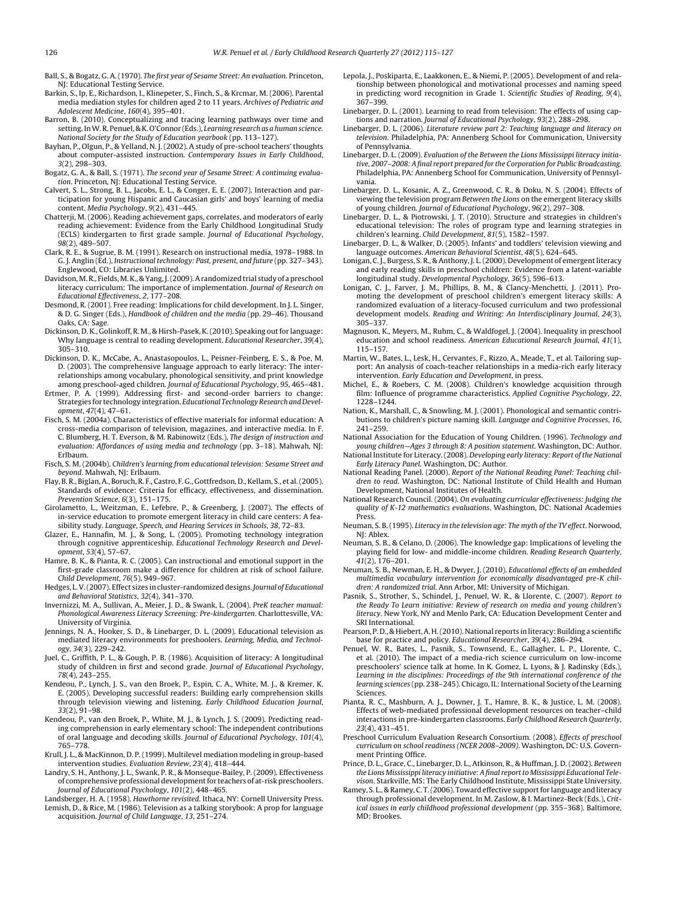Ball, S., & Bogatz, G. A. (1970). *The first year of Sesame Street: An evaluation*. Princeton, NJ: Educational Testing Service.

Barkin, S., Ip, E., Richardson, I., Klinepeter, S., Finch, S., & Krcmar, M. (2006). Parental media mediation styles for children aged 2 to 11 years. *Archives of Pediatric and Adolescent Medicine*, *160*(4), 395–401.

Barron, B. (2010). Conceptualizing and tracing learning pathways over time and setting. In W. R. Penuel, & K. O'Connor (Eds.), *Learning research as a human science. National Society for the Study of Education yearbook* (pp. 113–127).

Bayhan, P., Olgun, P., & Yelland, N. J. (2002). A study of pre-school teachers' thoughts about computer-assisted instruction. *Contemporary Issues in Early Childhood*, *3*(2), 298–303.

Bogatz, G. A., & Ball, S. (1971). *The second year of Sesame Street: A continuing evaluation*. Princeton, NJ: Educational Testing Service.

Calvert, S. L., Strong, B. L., Jacobs, E. L., & Conger, E. E. (2007). Interaction and participation for young Hispanic and Caucasian girls' and boys' learning of media content. *Media Psychology*, *9*(2), 431–445.

Chatterji, M. (2006). Reading achievement gaps, correlates, and moderators of early reading achievement: Evidence from the Early Childhood Longitudinal Study (ECLS) kindergarten to first grade sample. *Journal of Educational Psychology*, *98*(2), 489–507.

Clark, R. E., & Sugrue, B. M. (1991). Research on instructional media, 1978–1988. In G. J. Anglin (Ed.), *Instructional technology: Past, present, and future* (pp. 327–343). Englewood, CO: Libraries Unlimited.

Davidson, M. R., Fields, M. K., & Yang, J. (2009). A randomized trial study of a preschool literacy curriculum: The importance of implementation. *Journal of Research on Educational Effectiveness*, *2*, 177–208.

Desmond, R. (2001). Free reading: Implications for child development. In J. L. Singer, & D. G. Singer (Eds.), *Handbook of children and the media* (pp. 29–46). Thousand Oaks, CA: Sage.

Dickinson, D. K., Golinkoff, R. M., & Hirsh-Pasek, K. (2010). Speaking out for language: Why language is central to reading development. *Educational Researcher*, *39*(4), 305–310.

Dickinson, D. K., McCabe, A., Anastasopoulos, L., Peisner-Feinberg, E. S., & Poe, M. D. (2003). The comprehensive language approach to early literacy: The interrelationships among vocabulary, phonological sensitivity, and print knowledge among preschool-aged children. *Journal of Educational Psychology*, *95*, 465–481.

Ertmer, P. A. (1999). Addressing first- and second-order barriers to change: Strategies for technology integration. *Educational Technology Research and Development*, *47*(4), 47–61.

Fisch, S. M. (2004a). Characteristics of effective materials for informal education: A cross-media comparison of television, magazines, and interactive media. In F. C. Blumberg, H. T. Everson, & M. Rabinowitz (Eds.), *The design of instruction and evaluation: Affordances of using media and technology* (pp. 3–18). Mahwah, NJ: Erlbaum.

Fisch, S. M. (2004b). *Children's learning from educational television: Sesame Street and beyond*. Mahwah, NJ: Erlbaum.

Flay, B. R., Biglan, A., Boruch, R. F., Castro, F. G., Gottfredson, D., Kellam, S., et al. (2005). Standards of evidence: Criteria for efficacy, effectiveness, and dissemination. *Prevention Science*, *6*(3), 151–175.

Girolametto, L., Weitzman, E., Lefebre, P., & Greenberg, J. (2007). The effects of in-service education to promote emergent literacy in child care centers: A feasibility study. *Language, Speech, and Hearing Services in Schools*, *38*, 72–83.

Glazer, E., Hannafin, M. J., & Song, L. (2005). Promoting technology integration through cognitive apprenticeship. *Educational Technology Research and Development*, *53*(4), 57–67.

Hamre, B. K., & Pianta, R. C. (2005). Can instructional and emotional support in the first-grade classroom make a difference for children at risk of school failure. *Child Development*, *76*(5), 949–967.

Hedges, L. V. (2007). Effect sizes in cluster-randomized designs. *Journal of Educational and Behavioral Statistics*, *32*(4), 341–370.

Invernizzi, M. A., Sullivan, A., Meier, J. D., & Swank, L. (2004). *PreK teacher manual: Phonological Awareness Literacy Screening: Pre-kindergarten*. Charlottesville, VA: University of Virginia.

Jennings, N. A., Hooker, S. D., & Linebarger, D. L. (2009). Educational television as mediated literacy environments for preschoolers. *Learning, Media, and Technology*, *34*(3), 229–242.

Juel, C., Griffith, P. L., & Gough, P. B. (1986). Acquisition of literacy: A longitudinal study of children in first and second grade. *Journal of Educational Psychology*, *78*(4), 243–255.

Kendeou, P., Lynch, J. S., van den Broek, P., Espin, C. A., White, M. J., & Kremer, K. E. (2005). Developing successful readers: Building early comprehension skills through television viewing and listening. *Early Childhood Education Journal*, *33*(2), 91–98.

Kendeou, P., van den Broek, P., White, M. J., & Lynch, J. S. (2009). Predicting reading comprehension in early elementary school: The independent contributions of oral language and decoding skills. *Journal of Educational Psychology*, *101*(4), 765–778.

Krull, J. L., & MacKinnon, D. P. (1999). Multilevel mediation modeling in group-based intervention studies. *Evaluation Review*, *23*(4), 418–444.

Landry, S. H., Anthony, J. L., Swank, P. R., & Monseque-Bailey, P. (2009). Effectiveness of comprehensive professional development for teachers of at-risk preschoolers. *Journal of Educational Psychology*, *101*(2), 448–465.

Landsberger, H. A. (1958). *Hawthorne revisited*. Ithaca, NY: Cornell University Press.

Lemish, D., & Rice, M. (1986). Television as a talking storybook: A prop for language acquisition. *Journal of Child Language*, *13*, 251–274.

Lepola, J., Poskiparta, E., Laakkonen, E., & Niemi, P. (2005). Development of and relationship between phonological and motivational processes and naming speed in predicting word recognition in Grade 1. *Scientific Studies of Reading*, *9*(4), 367–399.

Linebarger, D. L. (2001). Learning to read from television: The effects of using captions and narration. *Journal of Educational Psychology*, *93*(2), 288–298.

Linebarger, D. L. (2006). *Literature review part 2: Teaching language and literacy on television*. Philadelphia, PA: Annenberg School for Communication, University of Pennsylvania.

Linebarger, D. L. (2009). *Evaluation of the Between the Lions Mississippi literacy initiative, 2007–2008: A final report prepared for the Corporation for Public Broadcasting*. Philadelphia, PA: Annenberg School for Communication, University of Pennsylvania.

Linebarger, D. L., Kosanic, A. Z., Greenwood, C. R., & Doku, N. S. (2004). Effects of viewing the television program *Between the Lions* on the emergent literacy skills of young children. *Journal of Educational Psychology*, *96*(2), 297–308.

Linebarger, D. L., & Piotrowski, J. T. (2010). Structure and strategies in children's educational television: The roles of program type and learning strategies in children's learning. *Child Development*, *81*(5), 1582–1597.

Linebarger, D. L., & Walker, D. (2005). Infants' and toddlers' television viewing and language outcomes. *American Behavioral Scientist*, *48*(5), 624–645.

Lonigan, C. J., Burgess, S. R., & Anthony, J. L. (2000). Development of emergent literacy and early reading skills in preschool children: Evidence from a latent-variable longitudinal study. *Developmental Psychology*, *36*(5), 596–613.

Lonigan, C. J., Farver, J. M., Phillips, B. M., & Clancy-Menchetti, J. (2011). Promoting the development of preschool children's emergent literacy skills: A randomized evaluation of a literacy-focused curriculum and two professional development models. *Reading and Writing: An Interdisciplinary Journal*, *24*(3), 305–337.

Magnuson, K., Meyers, M., Ruhm, C., & Waldfogel, J. (2004). Inequality in preschool education and school readiness. *American Educational Research Journal*, *41*(1), 115–157.

Martin, W., Bates, L., Lesk, H., Cervantes, F., Rizzo, A., Meade, T., et al. Tailoring support: An analysis of coach-teacher relationships in a media-rich early literacy intervention. *Early Education and Development*, in press.

Michel, E., & Roebers, C. M. (2008). Children's knowledge acquisition through film: Influence of programme characteristics. *Applied Cognitive Psychology*, *22*, 1228–1244.

Nation, K., Marshall, C., & Snowling, M. J. (2001). Phonological and semantic contributions to children's picture naming skill. *Language and Cognitive Processes*, *16*, 241–259.

National Association for the Education of Young Children. (1996). *Technology and young children—Ages 3 through 8: A position statement*. Washington, DC: Author.

National Institute for Literacy. (2008). *Developing early literacy: Report of the National Early Literacy Panel*. Washington, DC: Author.

National Reading Panel. (2000). *Report of the National Reading Panel: Teaching children to read*. Washington, DC: National Institute of Child Health and Human Development, National Institutes of Health.

National Research Council. (2004). *On evaluating curricular effectiveness: Judging the quality of K-12 mathematics evaluations*. Washington, DC: National Academies Press.

Neuman, S. B. (1995). *Literacy in the television age: The myth of the TV effect*. Norwood, NJ: Ablex.

Neuman, S. B., & Celano, D. (2006). The knowledge gap: Implications of leveling the playing field for low- and middle-income children. *Reading Research Quarterly*, *41*(2), 176–201.

Neuman, S. B., Newman, E. H., & Dwyer, J. (2010). *Educational effects of an embedded multimedia vocabulary intervention for economically disadvantaged pre-K children: A randomized trial*. Ann Arbor, MI: University of Michigan.

Pasnik, S., Strother, S., Schindel, J., Penuel, W. R., & Llorente, C. (2007). *Report to the Ready To Learn initiative: Review of research on media and young children's literacy*. New York, NY and Menlo Park, CA: Education Development Center and SRI International.

Pearson, P. D., & Hiebert, A. H. (2010). National reports in literacy: Building a scientific base for practice and policy. *Educational Researcher*, *39*(4), 286–294.

Penuel, W. R., Bates, L., Pasnik, S., Townsend, E., Gallagher, L. P., Llorente, C., et al. (2010). The impact of a media-rich science curriculum on low-income preschoolers' science talk at home. In K. Gomez, L. Lyons, & J. Radinsky (Eds.), *Learning in the disciplines: Proceedings of the 9th international conference of the learning sciences* (pp. 238–245). Chicago, IL: International Society of the Learning Sciences.

Pianta, R. C., Mashburn, A. J., Downer, J. T., Hamre, B. K., & Justice, L. M. (2008). Effects of web-mediated professional development resources on teacher–child interactions in pre-kindergarten classrooms. *Early Childhood Research Quarterly*, *23*(4), 431–451.

Preschool Curriculum Evaluation Research Consortium. (2008). *Effects of preschool curriculum on school readiness (NCER 2008–2009)*. Washington, DC: U.S. Government Printing Office.

Prince, D. L., Grace, C., Linebarger, D. L., Atkinson, R., & Huffman, J. D. (2002). *Between the Lions Mississippi literacy initiative: A final report to Mississippi Educational Television*. Starkville, MS: The Early Childhood Institute, Mississippi State University.

Ramey, S. L., & Ramey, C. T. (2006). Toward effective support for language and literacy through professional development. In M. Zaslow, & I. Martinez-Beck (Eds.), *Critical issues in early childhood professional development* (pp. 355–368). Baltimore, MD: Brookes.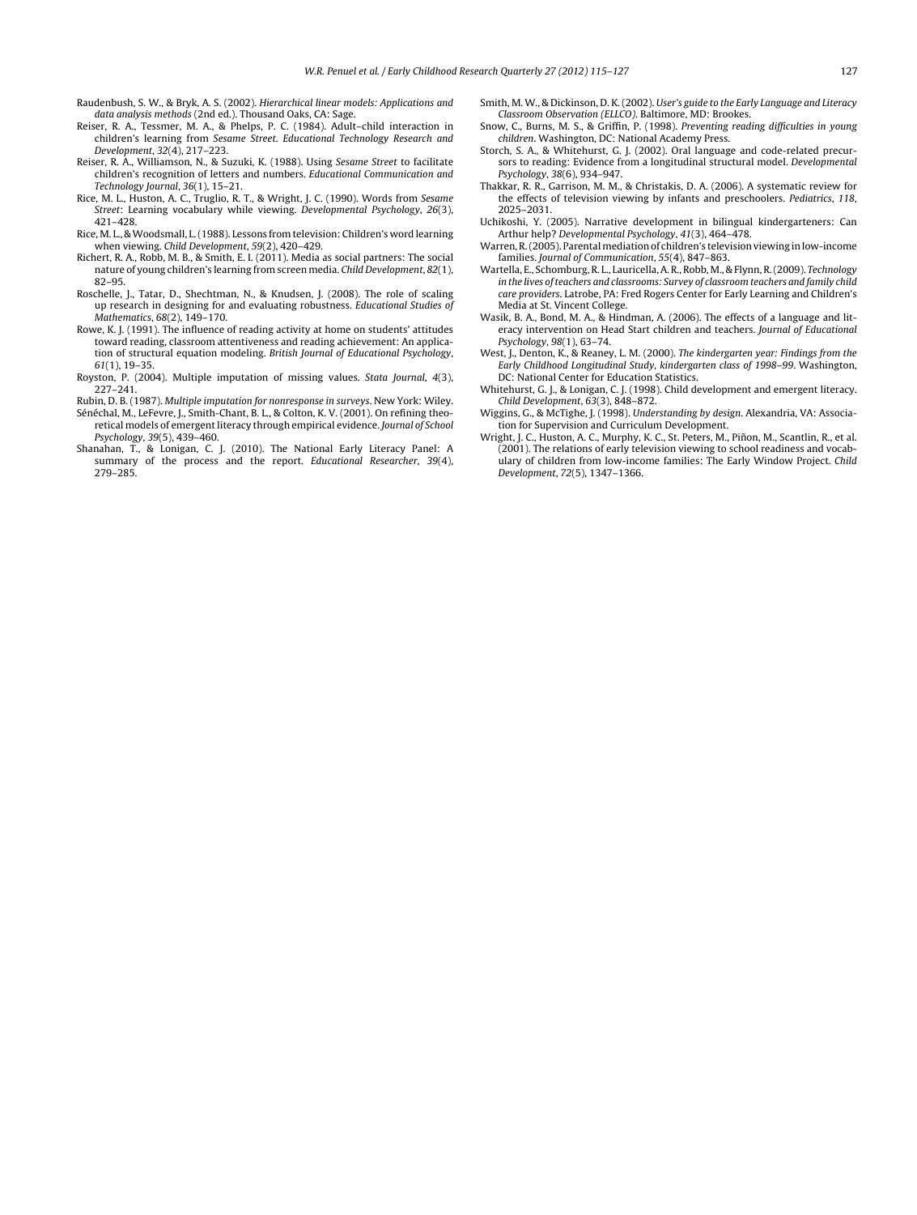Raudenbush, S. W., & Bryk, A. S. (2002). *Hierarchical linear models: Applications and data analysis methods* (2nd ed.). Thousand Oaks, CA: Sage.

Reiser, R. A., Tessmer, M. A., & Phelps, P. C. (1984). Adult–child interaction in children's learning from *Sesame Street*. *Educational Technology Research and Development*, *32*(4), 217–223.

Reiser, R. A., Williamson, N., & Suzuki, K. (1988). Using *Sesame Street* to facilitate children's recognition of letters and numbers. *Educational Communication and Technology Journal*, *36*(1), 15–21.

Rice, M. L., Huston, A. C., Truglio, R. T., & Wright, J. C. (1990). Words from *Sesame Street*: Learning vocabulary while viewing. *Developmental Psychology*, *26*(3), 421–428.

Rice, M. L., & Woodsmall, L. (1988). Lessons from television: Children's word learning when viewing. *Child Development*, *59*(2), 420–429.

Richert, R. A., Robb, M. B., & Smith, E. I. (2011). Media as social partners: The social nature of young children's learning from screen media. *Child Development*, *82*(1), 82–95.

Roschelle, J., Tatar, D., Shechtman, N., & Knudsen, J. (2008). The role of scaling up research in designing for and evaluating robustness. *Educational Studies of Mathematics*, *68*(2), 149–170.

Rowe, K. J. (1991). The influence of reading activity at home on students' attitudes toward reading, classroom attentiveness and reading achievement: An application of structural equation modeling. *British Journal of Educational Psychology*, *61*(1), 19–35.

Royston, P. (2004). Multiple imputation of missing values. *Stata Journal*, *4*(3), 227–241.

Rubin, D. B. (1987). *Multiple imputation for nonresponse in surveys*. New York: Wiley.

Sénéchal, M., LeFevre, J., Smith-Chant, B. L., & Colton, K. V. (2001). On refining theoretical models of emergent literacy through empirical evidence. *Journal of School Psychology*, *39*(5), 439–460.

Shanahan, T., & Lonigan, C. J. (2010). The National Early Literacy Panel: A summary of the process and the report. *Educational Researcher*, *39*(4), 279–285.

Smith, M. W., & Dickinson, D. K. (2002). *User's guide to the Early Language and Literacy Classroom Observation (ELLCO)*. Baltimore, MD: Brookes.

Snow, C., Burns, M. S., & Griffin, P. (1998). *Preventing reading difficulties in young children*. Washington, DC: National Academy Press.

Storch, S. A., & Whitehurst, G. J. (2002). Oral language and code-related precursors to reading: Evidence from a longitudinal structural model. *Developmental Psychology*, *38*(6), 934–947.

Thakkar, R. R., Garrison, M. M., & Christakis, D. A. (2006). A systematic review for the effects of television viewing by infants and preschoolers. *Pediatrics*, *118*, 2025–2031.

Uchikoshi, Y. (2005). Narrative development in bilingual kindergarteners: Can Arthur help? *Developmental Psychology*, *41*(3), 464–478.

Warren, R. (2005). Parental mediation of children's television viewing in low-income families. *Journal of Communication*, *55*(4), 847–863.

Wartella, E., Schomburg, R. L., Lauricella, A. R., Robb, M., & Flynn, R. (2009). *Technology in the lives of teachers and classrooms: Survey of classroom teachers and family child care providers*. Latrobe, PA: Fred Rogers Center for Early Learning and Children's Media at St. Vincent College.

Wasik, B. A., Bond, M. A., & Hindman, A. (2006). The effects of a language and literacy intervention on Head Start children and teachers. *Journal of Educational Psychology*, *98*(1), 63–74.

West, J., Denton, K., & Reaney, L. M. (2000). *The kindergarten year: Findings from the Early Childhood Longitudinal Study, kindergarten class of 1998–99*. Washington, DC: National Center for Education Statistics.

Whitehurst, G. J., & Lonigan, C. J. (1998). Child development and emergent literacy. *Child Development*, *63*(3), 848–872.

Wiggins, G., & McTighe, J. (1998). *Understanding by design*. Alexandria, VA: Association for Supervision and Curriculum Development.

Wright, J. C., Huston, A. C., Murphy, K. C., St. Peters, M., Piñon, M., Scantlin, R., et al. (2001). The relations of early television viewing to school readiness and vocabulary of children from low-income families: The Early Window Project. *Child Development*, *72*(5), 1347–1366.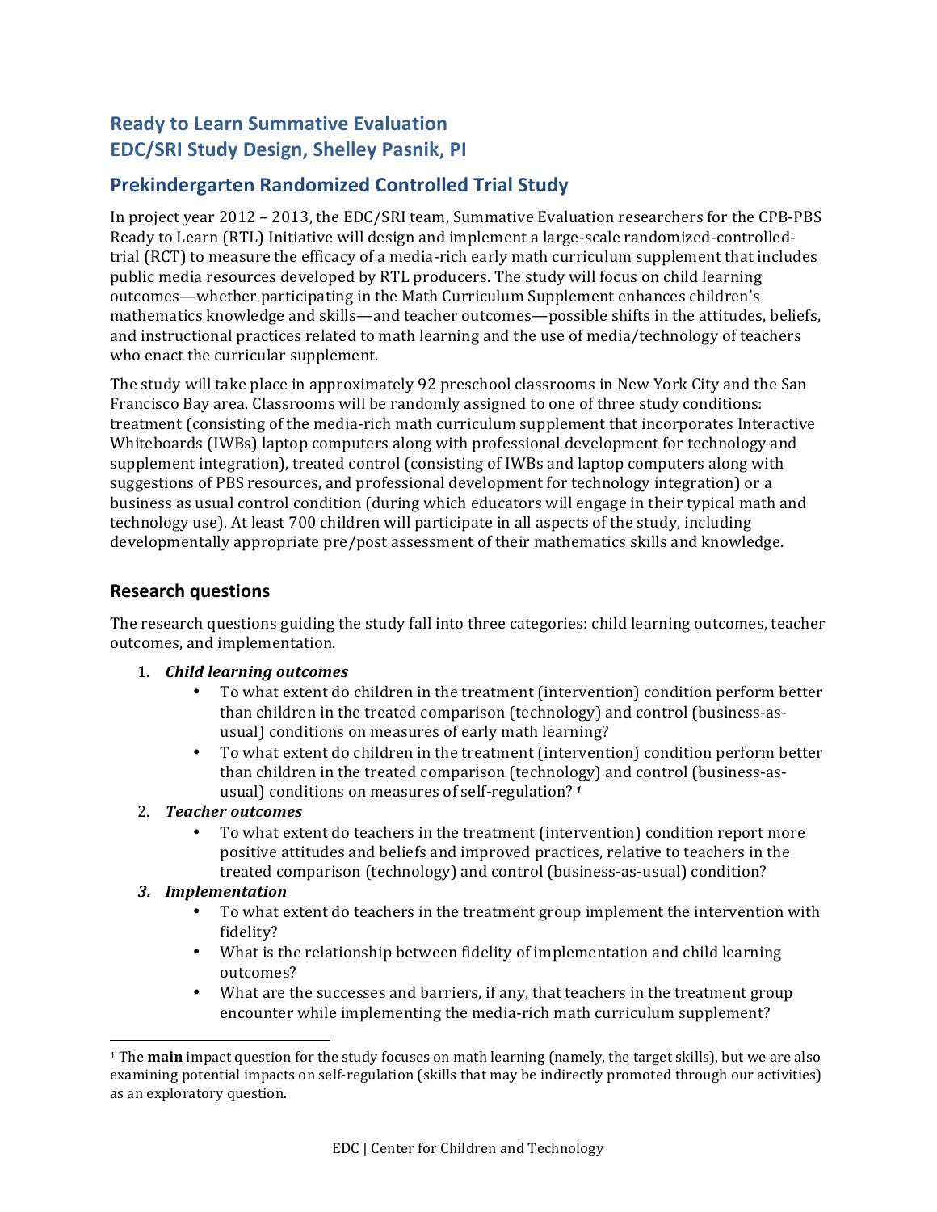# Ready to Learn Summative Evaluation
# EDC/SRI Study Design, Shelley Pasnik, PI

## Prekindergarten Randomized Controlled Trial Study

In project year 2012 – 2013, the EDC/SRI team, Summative Evaluation researchers for the CPB-PBS Ready to Learn (RTL) Initiative will design and implement a large-scale randomized-controlled-trial (RCT) to measure the efficacy of a media-rich early math curriculum supplement that includes public media resources developed by RTL producers. The study will focus on child learning outcomes—whether participating in the Math Curriculum Supplement enhances children's mathematics knowledge and skills—and teacher outcomes—possible shifts in the attitudes, beliefs, and instructional practices related to math learning and the use of media/technology of teachers who enact the curricular supplement.

The study will take place in approximately 92 preschool classrooms in New York City and the San Francisco Bay area. Classrooms will be randomly assigned to one of three study conditions: treatment (consisting of the media-rich math curriculum supplement that incorporates Interactive Whiteboards (IWBs) laptop computers along with professional development for technology and supplement integration), treated control (consisting of IWBs and laptop computers along with suggestions of PBS resources, and professional development for technology integration) or a business as usual control condition (during which educators will engage in their typical math and technology use). At least 700 children will participate in all aspects of the study, including developmentally appropriate pre/post assessment of their mathematics skills and knowledge.

### Research questions

The research questions guiding the study fall into three categories: child learning outcomes, teacher outcomes, and implementation.

1. ***Child learning outcomes***
   - To what extent do children in the treatment (intervention) condition perform better than children in the treated comparison (technology) and control (business-as-usual) conditions on measures of early math learning?
   - To what extent do children in the treatment (intervention) condition perform better than children in the treated comparison (technology) and control (business-as-usual) conditions on measures of self-regulation? [1]
2. ***Teacher outcomes***
   - To what extent do teachers in the treatment (intervention) condition report more positive attitudes and beliefs and improved practices, relative to teachers in the treated comparison (technology) and control (business-as-usual) condition?
3. ***Implementation***
   - To what extent do teachers in the treatment group implement the intervention with fidelity?
   - What is the relationship between fidelity of implementation and child learning outcomes?
   - What are the successes and barriers, if any, that teachers in the treatment group encounter while implementing the media-rich math curriculum supplement?

---

[1] The **main** impact question for the study focuses on math learning (namely, the target skills), but we are also examining potential impacts on self-regulation (skills that may be indirectly promoted through our activities) as an exploratory question.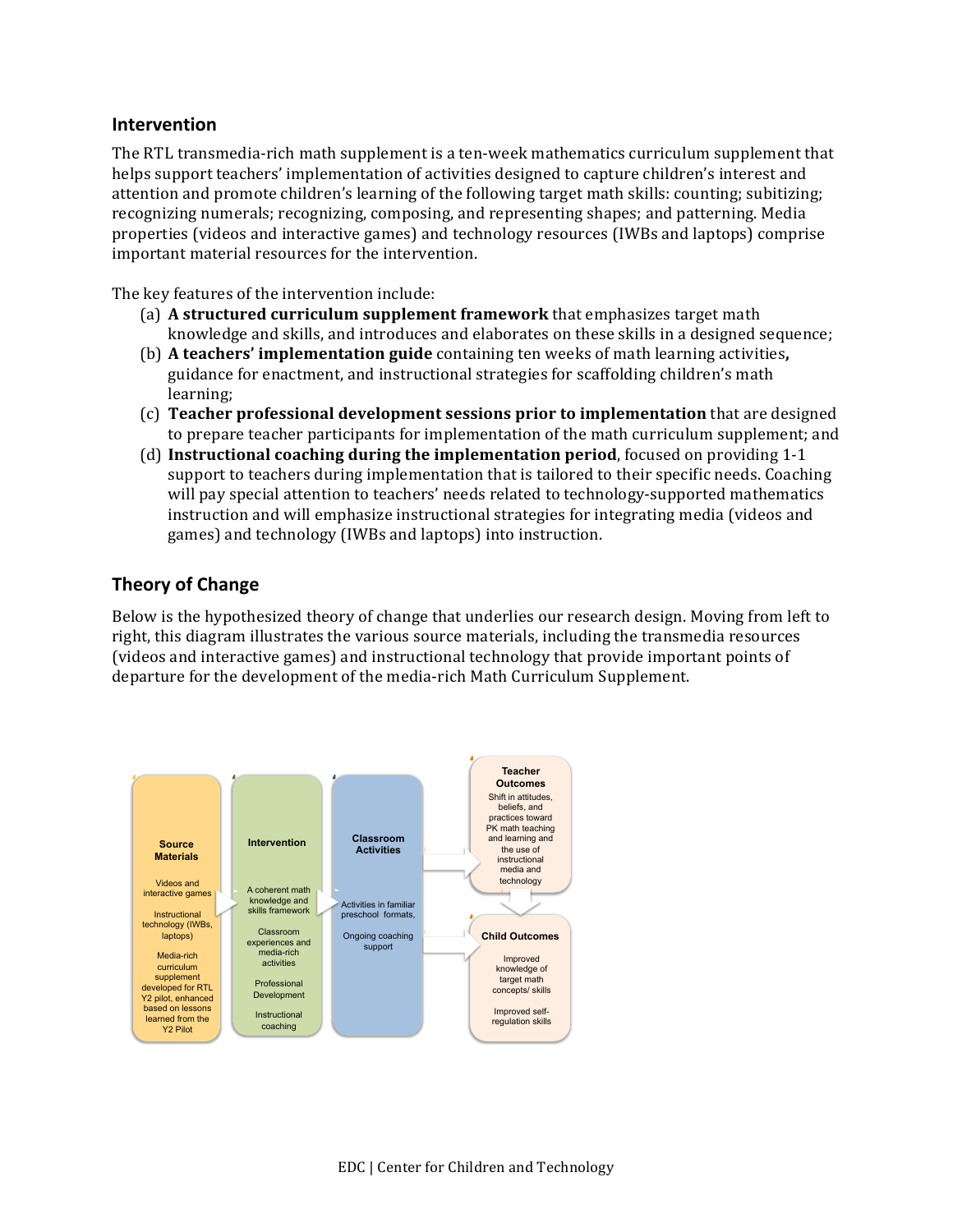## Intervention

The RTL transmedia-rich math supplement is a ten-week mathematics curriculum supplement that helps support teachers' implementation of activities designed to capture children's interest and attention and promote children's learning of the following target math skills: counting; subitizing; recognizing numerals; recognizing, composing, and representing shapes; and patterning. Media properties (videos and interactive games) and technology resources (IWBs and laptops) comprise important material resources for the intervention.

The key features of the intervention include:

(a) **A structured curriculum supplement framework** that emphasizes target math knowledge and skills, and introduces and elaborates on these skills in a designed sequence;

(b) **A teachers' implementation guide** containing ten weeks of math learning activities**,** guidance for enactment, and instructional strategies for scaffolding children's math learning;

(c) **Teacher professional development sessions prior to implementation** that are designed to prepare teacher participants for implementation of the math curriculum supplement; and

(d) **Instructional coaching during the implementation period**, focused on providing 1-1 support to teachers during implementation that is tailored to their specific needs. Coaching will pay special attention to teachers' needs related to technology-supported mathematics instruction and will emphasize instructional strategies for integrating media (videos and games) and technology (IWBs and laptops) into instruction.

## Theory of Change

Below is the hypothesized theory of change that underlies our research design. Moving from left to right, this diagram illustrates the various source materials, including the transmedia resources (videos and interactive games) and instructional technology that provide important points of departure for the development of the media-rich Math Curriculum Supplement.

**Source Materials**
- Videos and interactive games
- Instructional technology (IWBs, laptops)
- Media-rich curriculum supplement developed for RTL Y2 pilot, enhanced based on lessons learned from the Y2 Pilot

**Intervention**
- A coherent math knowledge and skills framework
- Classroom experiences and media-rich activities
- Professional Development
- Instructional coaching

**Classroom Activities**
- Activities in familiar preschool formats,
- Ongoing coaching support

**Teacher Outcomes**
- Shift in attitudes, beliefs, and practices toward PK math teaching and learning and the use of instructional media and technology

**Child Outcomes**
- Improved knowledge of target math concepts/ skills
- Improved self-regulation skills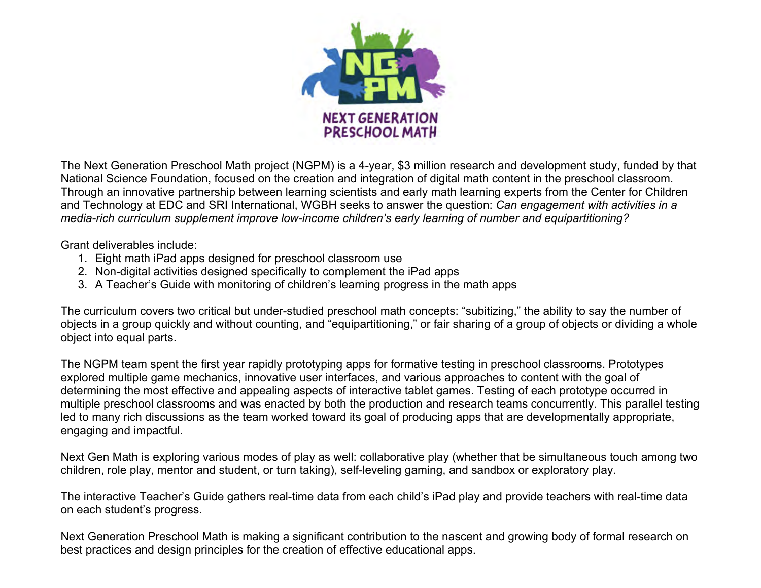The Next Generation Preschool Math project (NGPM) is a 4-year, $3 million research and development study, funded by that National Science Foundation, focused on the creation and integration of digital math content in the preschool classroom. Through an innovative partnership between learning scientists and early math learning experts from the Center for Children and Technology at EDC and SRI International, WGBH seeks to answer the question: *Can engagement with activities in a media-rich curriculum supplement improve low-income children's early learning of number and equipartitioning?*

Grant deliverables include:

1. Eight math iPad apps designed for preschool classroom use
2. Non-digital activities designed specifically to complement the iPad apps
3. A Teacher's Guide with monitoring of children's learning progress in the math apps

The curriculum covers two critical but under-studied preschool math concepts: "subitizing," the ability to say the number of objects in a group quickly and without counting, and "equipartitioning," or fair sharing of a group of objects or dividing a whole object into equal parts.

The NGPM team spent the first year rapidly prototyping apps for formative testing in preschool classrooms. Prototypes explored multiple game mechanics, innovative user interfaces, and various approaches to content with the goal of determining the most effective and appealing aspects of interactive tablet games. Testing of each prototype occurred in multiple preschool classrooms and was enacted by both the production and research teams concurrently. This parallel testing led to many rich discussions as the team worked toward its goal of producing apps that are developmentally appropriate, engaging and impactful.

Next Gen Math is exploring various modes of play as well: collaborative play (whether that be simultaneous touch among two children, role play, mentor and student, or turn taking), self-leveling gaming, and sandbox or exploratory play.

The interactive Teacher's Guide gathers real-time data from each child's iPad play and provide teachers with real-time data on each student's progress.

Next Generation Preschool Math is making a significant contribution to the nascent and growing body of formal research on best practices and design principles for the creation of effective educational apps.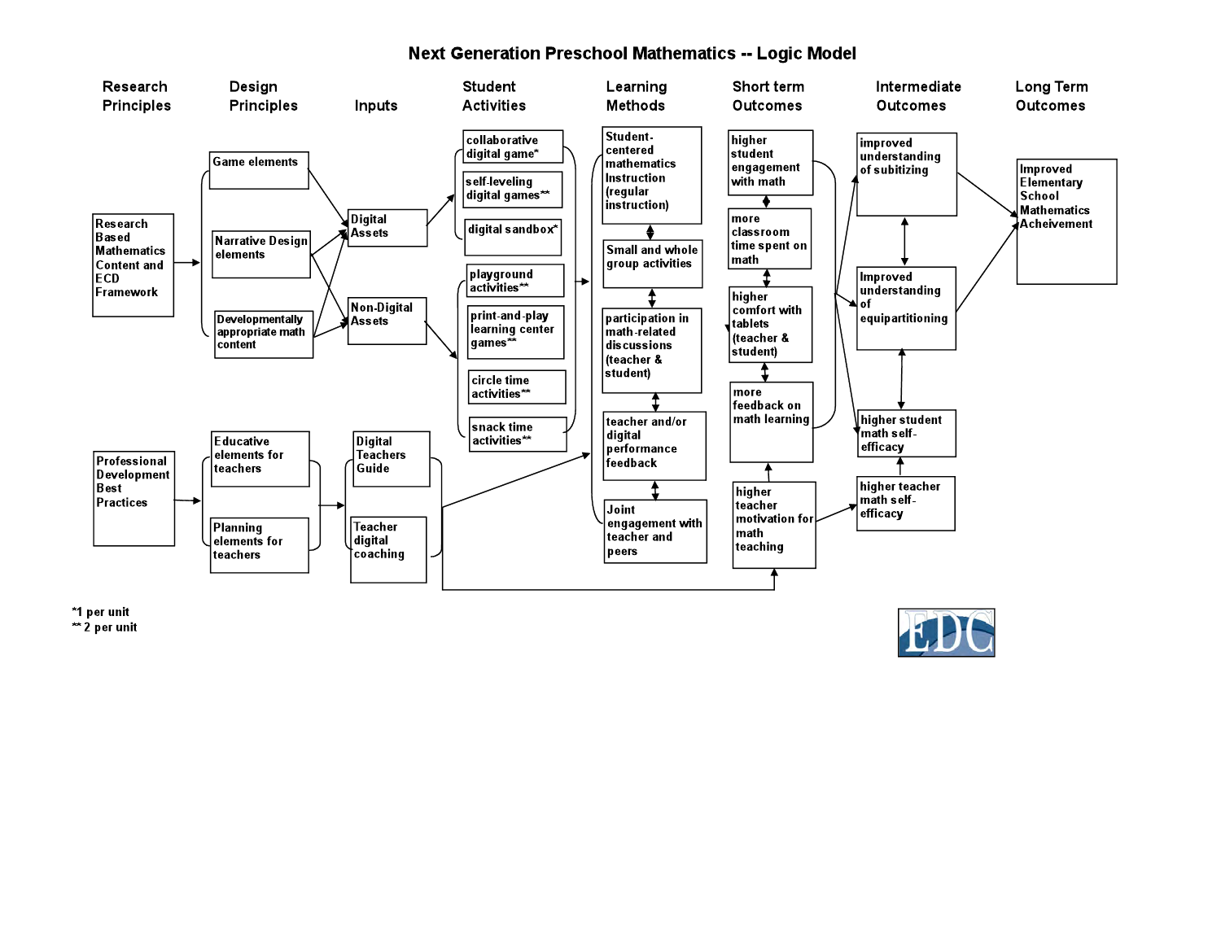# Next Generation Preschool Mathematics -- Logic Model

**Research Principles**
- Research Based Mathematics Content and ECD Framework
- Professional Development Best Practices

**Design Principles**
- Game elements
- Narrative Design elements
- Developmentally appropriate math content
- Educative elements for teachers
- Planning elements for teachers

**Inputs**
- Digital Assets
- Non-Digital Assets
- Digital Teachers Guide
- Teacher digital coaching

**Student Activities**
- collaborative digital game*
- self-leveling digital games**
- digital sandbox*
- playground activities**
- print-and-play learning center games**
- circle time activities**
- snack time activities**

**Learning Methods**
- Student-centered mathematics Instruction (regular instruction)
- Small and whole group activities
- participation in math-related discussions (teacher & student)
- teacher and/or digital performance feedback
- Joint engagement with teacher and peers

**Short term Outcomes**
- higher student engagement with math
- more classroom time spent on math
- higher comfort with tablets (teacher & student)
- more feedback on math learning
- higher teacher motivation for math teaching

**Intermediate Outcomes**
- improved understanding of subitizing
- Improved understanding of equipartitioning
- higher student math self-efficacy
- higher teacher math self-efficacy

**Long Term Outcomes**
- Improved Elementary School Mathematics Acheivement

*1 per unit
** 2 per unit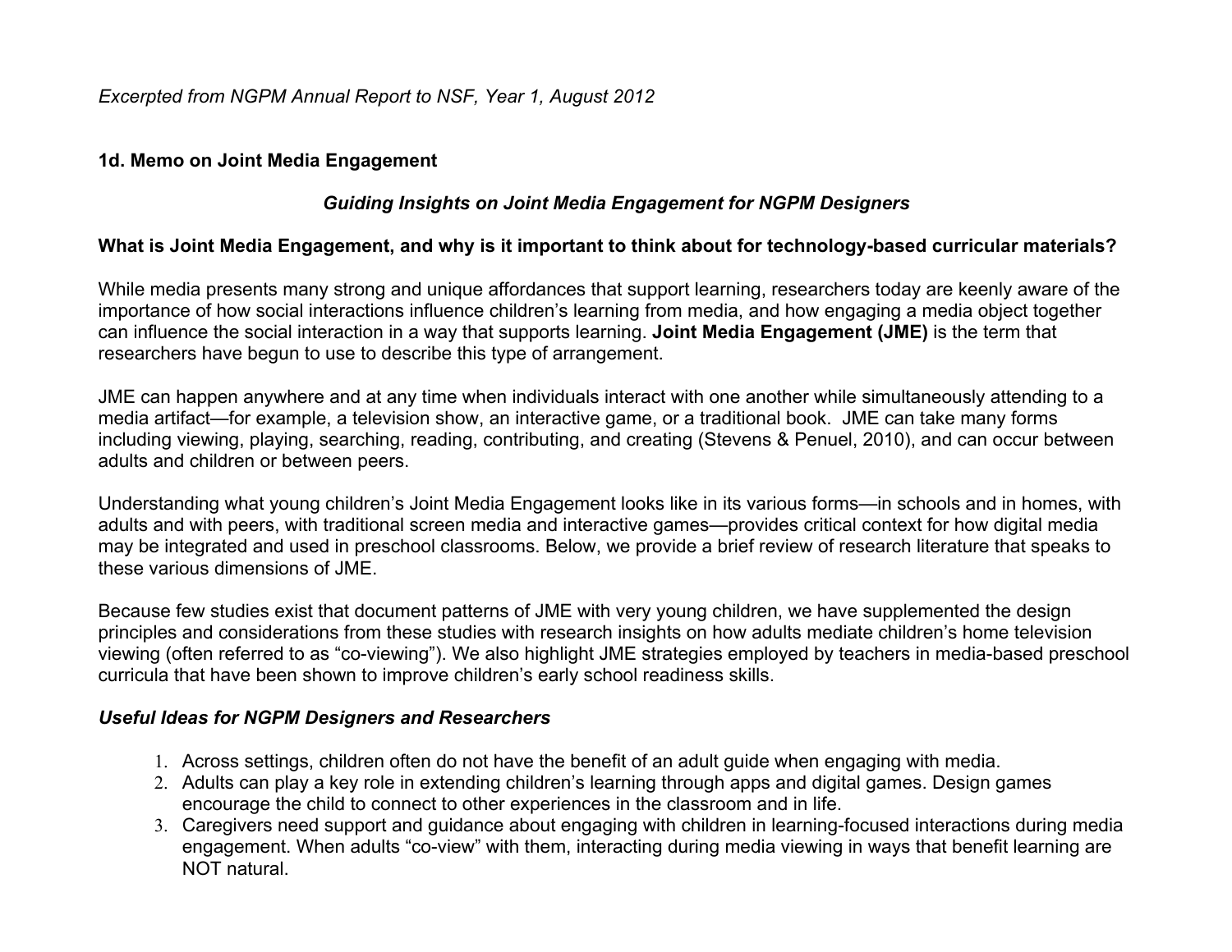*Excerpted from NGPM Annual Report to NSF, Year 1, August 2012*

**1d. Memo on Joint Media Engagement**

### *Guiding Insights on Joint Media Engagement for NGPM Designers*

**What is Joint Media Engagement, and why is it important to think about for technology-based curricular materials?**

While media presents many strong and unique affordances that support learning, researchers today are keenly aware of the importance of how social interactions influence children's learning from media, and how engaging a media object together can influence the social interaction in a way that supports learning. **Joint Media Engagement (JME)** is the term that researchers have begun to use to describe this type of arrangement.

JME can happen anywhere and at any time when individuals interact with one another while simultaneously attending to a media artifact—for example, a television show, an interactive game, or a traditional book. JME can take many forms including viewing, playing, searching, reading, contributing, and creating (Stevens & Penuel, 2010), and can occur between adults and children or between peers.

Understanding what young children's Joint Media Engagement looks like in its various forms—in schools and in homes, with adults and with peers, with traditional screen media and interactive games—provides critical context for how digital media may be integrated and used in preschool classrooms. Below, we provide a brief review of research literature that speaks to these various dimensions of JME.

Because few studies exist that document patterns of JME with very young children, we have supplemented the design principles and considerations from these studies with research insights on how adults mediate children's home television viewing (often referred to as "co-viewing"). We also highlight JME strategies employed by teachers in media-based preschool curricula that have been shown to improve children's early school readiness skills.

***Useful Ideas for NGPM Designers and Researchers***

1. Across settings, children often do not have the benefit of an adult guide when engaging with media.
2. Adults can play a key role in extending children's learning through apps and digital games. Design games encourage the child to connect to other experiences in the classroom and in life.
3. Caregivers need support and guidance about engaging with children in learning-focused interactions during media engagement. When adults "co-view" with them, interacting during media viewing in ways that benefit learning are NOT natural.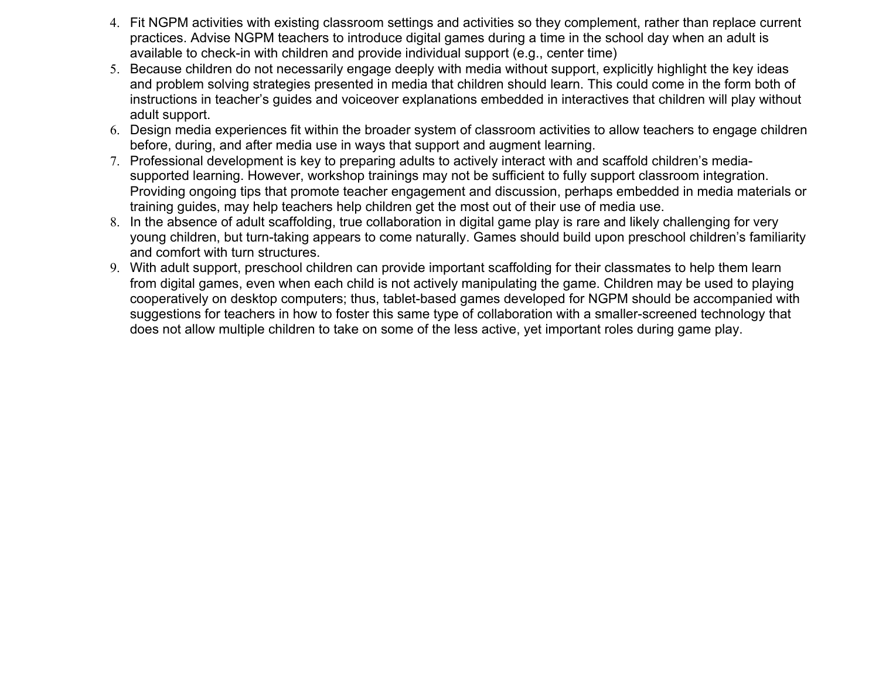4. Fit NGPM activities with existing classroom settings and activities so they complement, rather than replace current practices. Advise NGPM teachers to introduce digital games during a time in the school day when an adult is available to check-in with children and provide individual support (e.g., center time)
5. Because children do not necessarily engage deeply with media without support, explicitly highlight the key ideas and problem solving strategies presented in media that children should learn. This could come in the form both of instructions in teacher's guides and voiceover explanations embedded in interactives that children will play without adult support.
6. Design media experiences fit within the broader system of classroom activities to allow teachers to engage children before, during, and after media use in ways that support and augment learning.
7. Professional development is key to preparing adults to actively interact with and scaffold children's media-supported learning. However, workshop trainings may not be sufficient to fully support classroom integration. Providing ongoing tips that promote teacher engagement and discussion, perhaps embedded in media materials or training guides, may help teachers help children get the most out of their use of media use.
8. In the absence of adult scaffolding, true collaboration in digital game play is rare and likely challenging for very young children, but turn-taking appears to come naturally. Games should build upon preschool children's familiarity and comfort with turn structures.
9. With adult support, preschool children can provide important scaffolding for their classmates to help them learn from digital games, even when each child is not actively manipulating the game. Children may be used to playing cooperatively on desktop computers; thus, tablet-based games developed for NGPM should be accompanied with suggestions for teachers in how to foster this same type of collaboration with a smaller-screened technology that does not allow multiple children to take on some of the less active, yet important roles during game play.